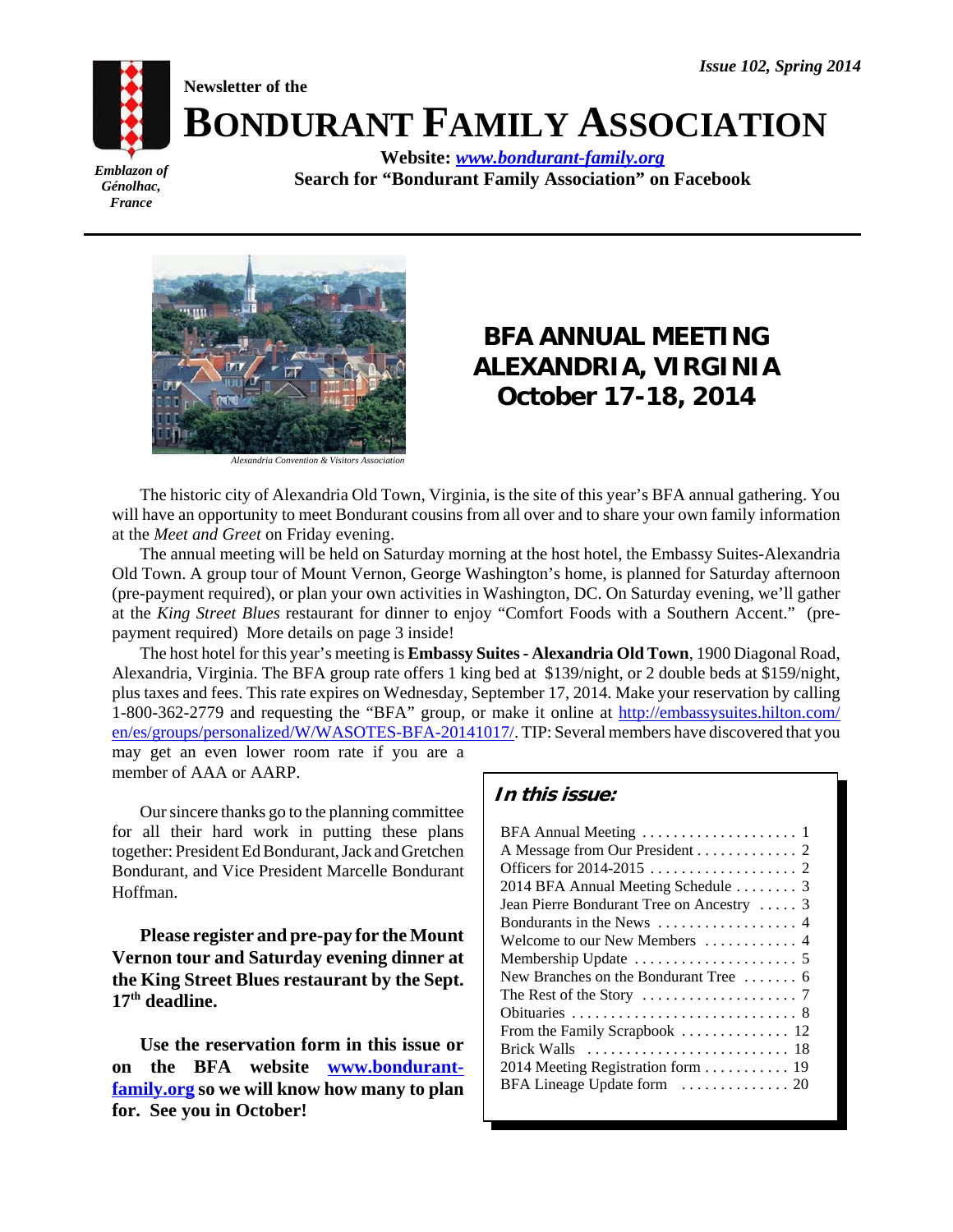*Issue 102, Spring 2014*

Newsletter of the

# BONDURANT FAMILY ASSOCIATION

*Emblazon of Génolhac, France*

**Website: [www.bondurant-family.org](www.bondurant-family.org)**

**Search for "Bondurant Family Association" on Facebook**

*Alexandria Convention & Visitors Association*

## BFA ANNUAL MEETING ALEXANDRIA, VIRGINIA October 17-18, 2014

The historic city of Alexandria Old Town, Virginia, is the site of this year's BFA annual gathering. You will have an opportunity to meet Bondurant cousins from all over and to share your own family information at the *Meet and Greet* on Friday evening.

The annual meeting will be held on Saturday morning at the host hotel, the Embassy Suites-Alexandria Old Town. A group tour of Mount Vernon, George Washington's home, is planned for Saturday afternoon (pre-payment required), or plan your own activities in Washington, DC. On Saturday evening, we'll gather at the *King Street Blues* restaurant for dinner to enjoy "Comfort Foods with a Southern Accent." (pre-payment required) More details on page 3 inside!

The host hotel for this year's meeting is **Embassy Suites - Alexandria Old Town**, 1900 Diagonal Road, Alexandria, Virginia. The BFA group rate offers 1 king bed at $139/night, or 2 double beds at $159/night, plus taxes and fees. This rate expires on Wednesday, September 17, 2014. Make your reservation by calling 1-800-362-2779 and requesting the "BFA" group, or make it online at [http://embassysuites.hilton.com/en/es/groups/personalized/W/WASOTES-BFA-20141017/](http://embassysuites.hilton.com/en/es/groups/personalized/W/WASOTES-BFA-20141017/). TIP: Several members have discovered that you may get an even lower room rate if you are a member of AAA or AARP.

Our sincere thanks go to the planning committee for all their hard work in putting these plans together: President Ed Bondurant, Jack and Gretchen Bondurant, and Vice President Marcelle Bondurant Hoffman.

**Please register and pre-pay for the Mount Vernon tour and Saturday evening dinner at the King Street Blues restaurant by the Sept. 17th deadline.**

**Use the reservation form in this issue or on the BFA website [www.bondurant-family.org](www.bondurant-family.org) so we will know how many to plan for. See you in October!**

### *In this issue:*

| | |
|---|---|
| BFA Annual Meeting | 1 |
| A Message from Our President | 2 |
| Officers for 2014-2015 | 2 |
| 2014 BFA Annual Meeting Schedule | 3 |
| Jean Pierre Bondurant Tree on Ancestry | 3 |
| Bondurants in the News | 4 |
| Welcome to our New Members | 4 |
| Membership Update | 5 |
| New Branches on the Bondurant Tree | 6 |
| The Rest of the Story | 7 |
| Obituaries | 8 |
| From the Family Scrapbook | 12 |
| Brick Walls | 18 |
| 2014 Meeting Registration form | 19 |
| BFA Lineage Update form | 20 |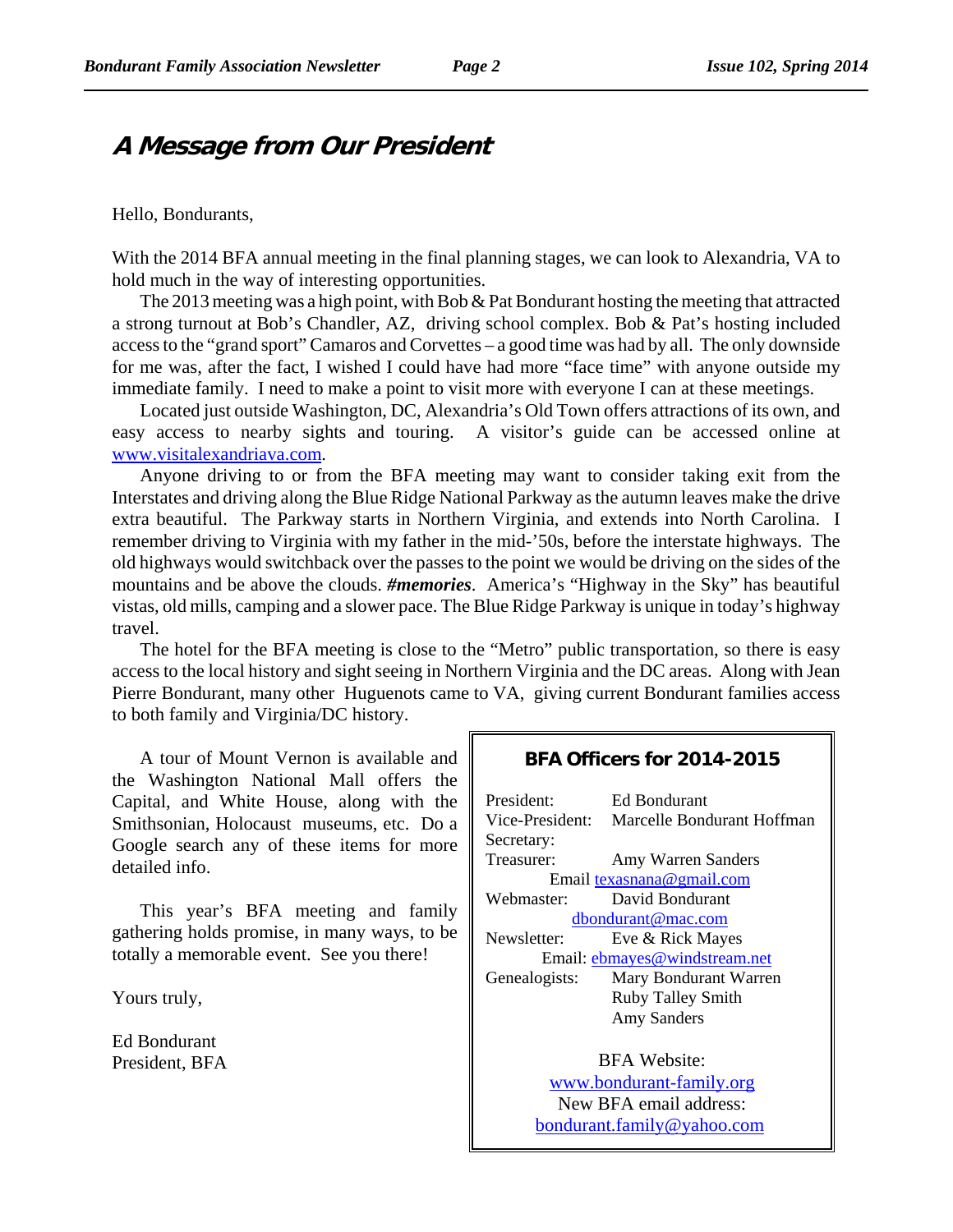## A Message from Our President

Hello, Bondurants,

With the 2014 BFA annual meeting in the final planning stages, we can look to Alexandria, VA to hold much in the way of interesting opportunities.

The 2013 meeting was a high point, with Bob & Pat Bondurant hosting the meeting that attracted a strong turnout at Bob's Chandler, AZ, driving school complex. Bob & Pat's hosting included access to the "grand sport" Camaros and Corvettes – a good time was had by all. The only downside for me was, after the fact, I wished I could have had more "face time" with anyone outside my immediate family. I need to make a point to visit more with everyone I can at these meetings.

Located just outside Washington, DC, Alexandria's Old Town offers attractions of its own, and easy access to nearby sights and touring. A visitor's guide can be accessed online at www.visitalexandriava.com.

Anyone driving to or from the BFA meeting may want to consider taking exit from the Interstates and driving along the Blue Ridge National Parkway as the autumn leaves make the drive extra beautiful. The Parkway starts in Northern Virginia, and extends into North Carolina. I remember driving to Virginia with my father in the mid-'50s, before the interstate highways. The old highways would switchback over the passes to the point we would be driving on the sides of the mountains and be above the clouds. ***#memories***. America's "Highway in the Sky" has beautiful vistas, old mills, camping and a slower pace. The Blue Ridge Parkway is unique in today's highway travel.

The hotel for the BFA meeting is close to the "Metro" public transportation, so there is easy access to the local history and sight seeing in Northern Virginia and the DC areas. Along with Jean Pierre Bondurant, many other Huguenots came to VA, giving current Bondurant families access to both family and Virginia/DC history.

A tour of Mount Vernon is available and the Washington National Mall offers the Capital, and White House, along with the Smithsonian, Holocaust museums, etc. Do a Google search any of these items for more detailed info.

This year's BFA meeting and family gathering holds promise, in many ways, to be totally a memorable event. See you there!

Yours truly,

Ed Bondurant
President, BFA

### BFA Officers for 2014-2015

President: Ed Bondurant
Vice-President: Marcelle Bondurant Hoffman
Secretary:
Treasurer: Amy Warren Sanders
Email texasnana@gmail.com
Webmaster: David Bondurant
dbondurant@mac.com
Newsletter: Eve & Rick Mayes
Email: ebmayes@windstream.net
Genealogists: Mary Bondurant Warren
Ruby Talley Smith
Amy Sanders

BFA Website:
www.bondurant-family.org
New BFA email address:
bondurant.family@yahoo.com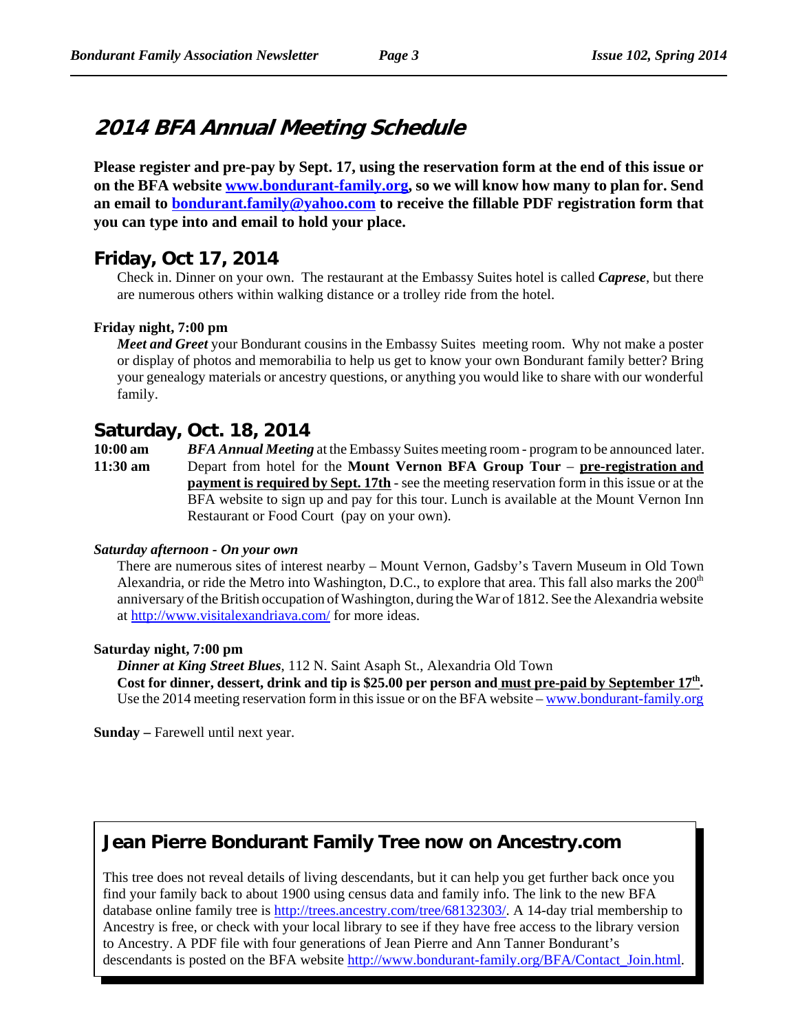# 2014 BFA Annual Meeting Schedule

**Please register and pre-pay by Sept. 17, using the reservation form at the end of this issue or on the BFA website [www.bondurant-family.org](www.bondurant-family.org), so we will know how many to plan for. Send an email to [bondurant.family@yahoo.com](mailto:bondurant.family@yahoo.com) to receive the fillable PDF registration form that you can type into and email to hold your place.**

## Friday, Oct 17, 2014

Check in. Dinner on your own. The restaurant at the Embassy Suites hotel is called ***Caprese***, but there are numerous others within walking distance or a trolley ride from the hotel.

**Friday night, 7:00 pm**

***Meet and Greet*** your Bondurant cousins in the Embassy Suites meeting room. Why not make a poster or display of photos and memorabilia to help us get to know your own Bondurant family better? Bring your genealogy materials or ancestry questions, or anything you would like to share with our wonderful family.

## Saturday, Oct. 18, 2014

**10:00 am** — ***BFA Annual Meeting*** at the Embassy Suites meeting room - program to be announced later.

**11:30 am** — Depart from hotel for the **Mount Vernon BFA Group Tour** – **pre-registration and payment is required by Sept. 17th** - see the meeting reservation form in this issue or at the BFA website to sign up and pay for this tour. Lunch is available at the Mount Vernon Inn Restaurant or Food Court (pay on your own).

***Saturday afternoon - On your own***

There are numerous sites of interest nearby – Mount Vernon, Gadsby's Tavern Museum in Old Town Alexandria, or ride the Metro into Washington, D.C., to explore that area. This fall also marks the 200th anniversary of the British occupation of Washington, during the War of 1812. See the Alexandria website at [http://www.visitalexandriava.com/](http://www.visitalexandriava.com/) for more ideas.

**Saturday night, 7:00 pm**

***Dinner at King Street Blues***, 112 N. Saint Asaph St., Alexandria Old Town
**Cost for dinner, dessert, drink and tip is $25.00 per person and must pre-paid by September 17th.**
Use the 2014 meeting reservation form in this issue or on the BFA website – [www.bondurant-family.org](www.bondurant-family.org)

**Sunday –** Farewell until next year.

## Jean Pierre Bondurant Family Tree now on Ancestry.com

This tree does not reveal details of living descendants, but it can help you get further back once you find your family back to about 1900 using census data and family info. The link to the new BFA database online family tree is [http://trees.ancestry.com/tree/68132303/](http://trees.ancestry.com/tree/68132303/). A 14-day trial membership to Ancestry is free, or check with your local library to see if they have free access to the library version to Ancestry. A PDF file with four generations of Jean Pierre and Ann Tanner Bondurant's descendants is posted on the BFA website [http://www.bondurant-family.org/BFA/Contact_Join.html](http://www.bondurant-family.org/BFA/Contact_Join.html).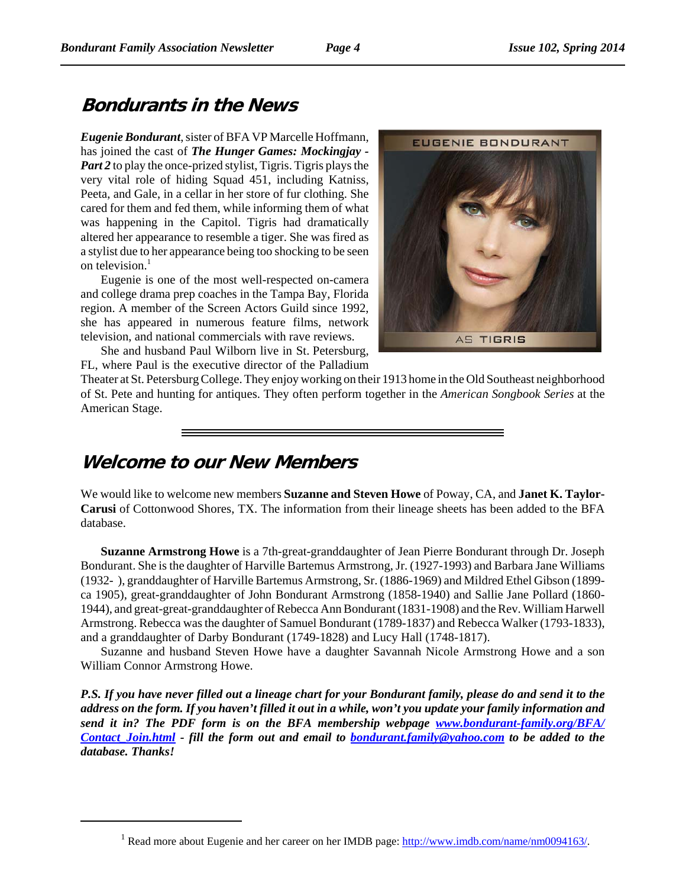## Bondurants in the News

***Eugenie Bondurant***, sister of BFA VP Marcelle Hoffmann, has joined the cast of ***The Hunger Games: Mockingjay - Part 2*** to play the once-prized stylist, Tigris. Tigris plays the very vital role of hiding Squad 451, including Katniss, Peeta, and Gale, in a cellar in her store of fur clothing. She cared for them and fed them, while informing them of what was happening in the Capitol. Tigris had dramatically altered her appearance to resemble a tiger. She was fired as a stylist due to her appearance being too shocking to be seen on television.[1]

Eugenie is one of the most well-respected on-camera and college drama prep coaches in the Tampa Bay, Florida region. A member of the Screen Actors Guild since 1992, she has appeared in numerous feature films, network television, and national commercials with rave reviews.

She and husband Paul Wilborn live in St. Petersburg, FL, where Paul is the executive director of the Palladium Theater at St. Petersburg College. They enjoy working on their 1913 home in the Old Southeast neighborhood of St. Pete and hunting for antiques. They often perform together in the *American Songbook Series* at the American Stage.

## Welcome to our New Members

We would like to welcome new members **Suzanne and Steven Howe** of Poway, CA, and **Janet K. Taylor-Carusi** of Cottonwood Shores, TX. The information from their lineage sheets has been added to the BFA database.

**Suzanne Armstrong Howe** is a 7th-great-granddaughter of Jean Pierre Bondurant through Dr. Joseph Bondurant. She is the daughter of Harville Bartemus Armstrong, Jr. (1927-1993) and Barbara Jane Williams (1932- ), granddaughter of Harville Bartemus Armstrong, Sr. (1886-1969) and Mildred Ethel Gibson (1899-ca 1905), great-granddaughter of John Bondurant Armstrong (1858-1940) and Sallie Jane Pollard (1860-1944), and great-great-granddaughter of Rebecca Ann Bondurant (1831-1908) and the Rev. William Harwell Armstrong. Rebecca was the daughter of Samuel Bondurant (1789-1837) and Rebecca Walker (1793-1833), and a granddaughter of Darby Bondurant (1749-1828) and Lucy Hall (1748-1817).

Suzanne and husband Steven Howe have a daughter Savannah Nicole Armstrong Howe and a son William Connor Armstrong Howe.

***P.S. If you have never filled out a lineage chart for your Bondurant family, please do and send it to the address on the form. If you haven't filled it out in a while, won't you update your family information and send it in? The PDF form is on the BFA membership webpage [www.bondurant-family.org/BFA/Contact_Join.html](www.bondurant-family.org/BFA/Contact_Join.html) - fill the form out and email to [bondurant.family@yahoo.com](mailto:bondurant.family@yahoo.com) to be added to the database. Thanks!***

---

[1] Read more about Eugenie and her career on her IMDB page: [http://www.imdb.com/name/nm0094163/](http://www.imdb.com/name/nm0094163/).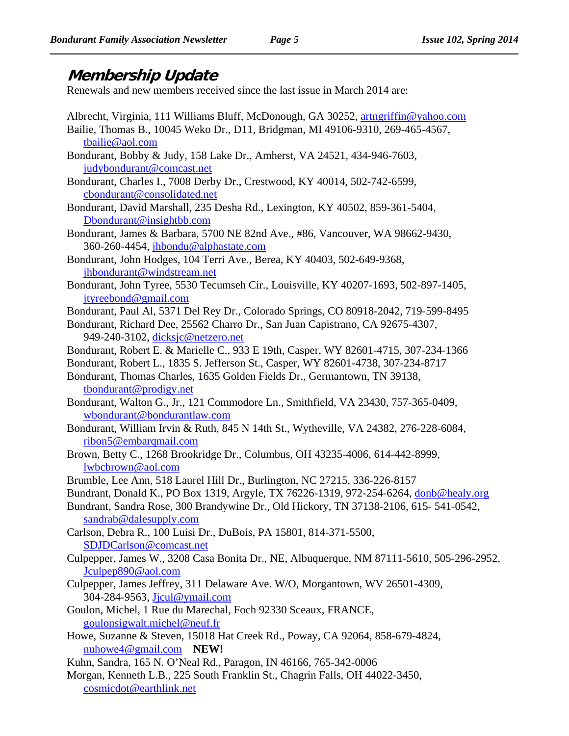## Membership Update

Renewals and new members received since the last issue in March 2014 are:

Albrecht, Virginia, 111 Williams Bluff, McDonough, GA 30252, artngriffin@yahoo.com

Bailie, Thomas B., 10045 Weko Dr., D11, Bridgman, MI 49106-9310, 269-465-4567, tbailie@aol.com

Bondurant, Bobby & Judy, 158 Lake Dr., Amherst, VA 24521, 434-946-7603, judybondurant@comcast.net

Bondurant, Charles I., 7008 Derby Dr., Crestwood, KY 40014, 502-742-6599, cbondurant@consolidated.net

Bondurant, David Marshall, 235 Desha Rd., Lexington, KY 40502, 859-361-5404, Dbondurant@insightbb.com

Bondurant, James & Barbara, 5700 NE 82nd Ave., #86, Vancouver, WA 98662-9430, 360-260-4454, jhbondu@alphastate.com

Bondurant, John Hodges, 104 Terri Ave., Berea, KY 40403, 502-649-9368, jhbondurant@windstream.net

Bondurant, John Tyree, 5530 Tecumseh Cir., Louisville, KY 40207-1693, 502-897-1405, jtyreebond@gmail.com

Bondurant, Paul Al, 5371 Del Rey Dr., Colorado Springs, CO 80918-2042, 719-599-8495

Bondurant, Richard Dee, 25562 Charro Dr., San Juan Capistrano, CA 92675-4307, 949-240-3102, dicksjc@netzero.net

Bondurant, Robert E. & Marielle C., 933 E 19th, Casper, WY 82601-4715, 307-234-1366

Bondurant, Robert L., 1835 S. Jefferson St., Casper, WY 82601-4738, 307-234-8717

Bondurant, Thomas Charles, 1635 Golden Fields Dr., Germantown, TN 39138, tbondurant@prodigy.net

Bondurant, Walton G., Jr., 121 Commodore Ln., Smithfield, VA 23430, 757-365-0409, wbondurant@bondurantlaw.com

Bondurant, William Irvin & Ruth, 845 N 14th St., Wytheville, VA 24382, 276-228-6084, ribon5@embarqmail.com

Brown, Betty C., 1268 Brookridge Dr., Columbus, OH 43235-4006, 614-442-8999, lwbcbrown@aol.com

Brumble, Lee Ann, 518 Laurel Hill Dr., Burlington, NC 27215, 336-226-8157

Bundrant, Donald K., PO Box 1319, Argyle, TX 76226-1319, 972-254-6264, donb@healy.org

Bundrant, Sandra Rose, 300 Brandywine Dr., Old Hickory, TN 37138-2106, 615- 541-0542, sandrab@dalesupply.com

Carlson, Debra R., 100 Luisi Dr., DuBois, PA 15801, 814-371-5500, SDJDCarlson@comcast.net

Culpepper, James W., 3208 Casa Bonita Dr., NE, Albuquerque, NM 87111-5610, 505-296-2952, Jculpep890@aol.com

Culpepper, James Jeffrey, 311 Delaware Ave. W/O, Morgantown, WV 26501-4309, 304-284-9563, Jjcul@ymail.com

Goulon, Michel, 1 Rue du Marechal, Foch 92330 Sceaux, FRANCE, goulonsigwalt.michel@neuf.fr

Howe, Suzanne & Steven, 15018 Hat Creek Rd., Poway, CA 92064, 858-679-4824, nuhowe4@gmail.com **NEW!**

Kuhn, Sandra, 165 N. O'Neal Rd., Paragon, IN 46166, 765-342-0006

Morgan, Kenneth L.B., 225 South Franklin St., Chagrin Falls, OH 44022-3450, cosmicdot@earthlink.net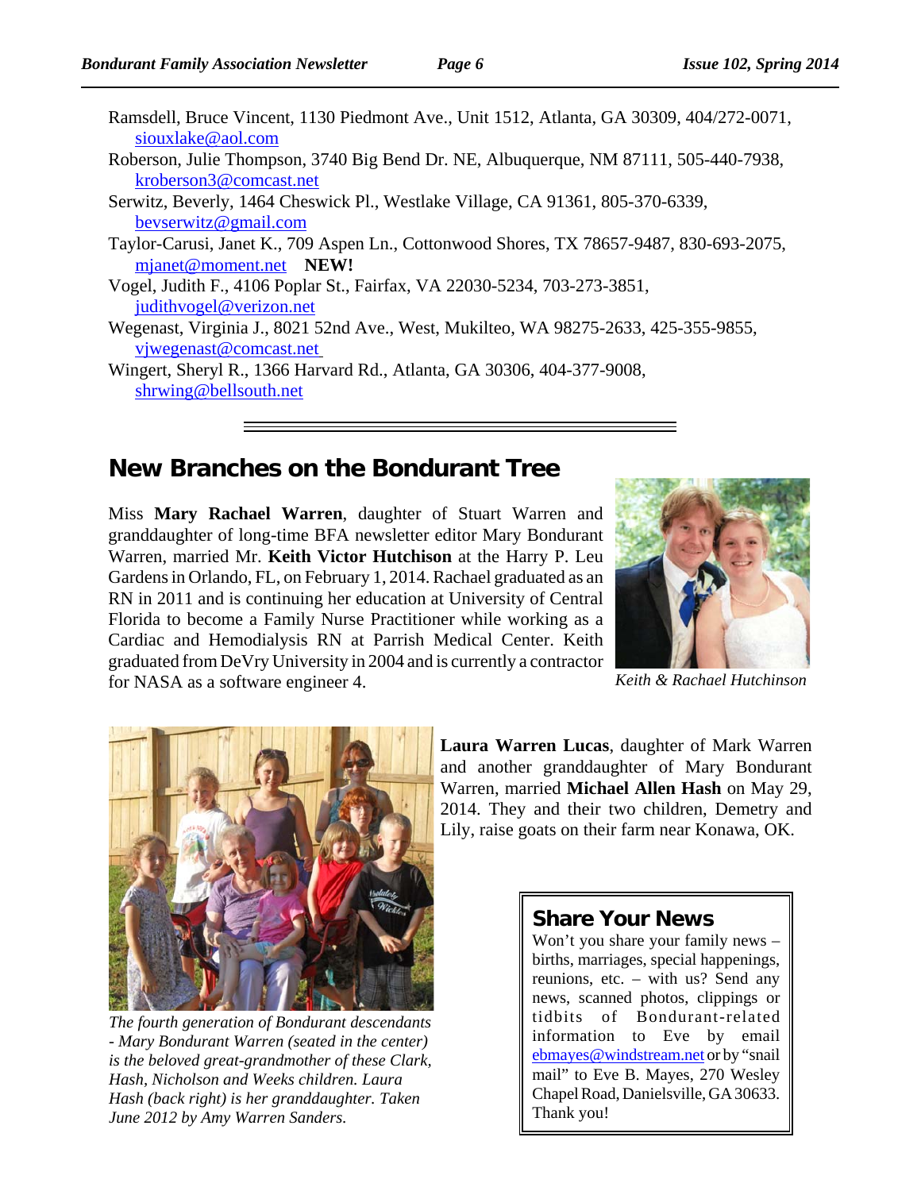Ramsdell, Bruce Vincent, 1130 Piedmont Ave., Unit 1512, Atlanta, GA 30309, 404/272-0071, siouxlake@aol.com

Roberson, Julie Thompson, 3740 Big Bend Dr. NE, Albuquerque, NM 87111, 505-440-7938, kroberson3@comcast.net

Serwitz, Beverly, 1464 Cheswick Pl., Westlake Village, CA 91361, 805-370-6339, bevserwitz@gmail.com

Taylor-Carusi, Janet K., 709 Aspen Ln., Cottonwood Shores, TX 78657-9487, 830-693-2075, mjanet@moment.net **NEW!**

Vogel, Judith F., 4106 Poplar St., Fairfax, VA 22030-5234, 703-273-3851, judithvogel@verizon.net

Wegenast, Virginia J., 8021 52nd Ave., West, Mukilteo, WA 98275-2633, 425-355-9855, vjwegenast@comcast.net

Wingert, Sheryl R., 1366 Harvard Rd., Atlanta, GA 30306, 404-377-9008, shrwing@bellsouth.net

## New Branches on the Bondurant Tree

Miss **Mary Rachael Warren**, daughter of Stuart Warren and granddaughter of long-time BFA newsletter editor Mary Bondurant Warren, married Mr. **Keith Victor Hutchison** at the Harry P. Leu Gardens in Orlando, FL, on February 1, 2014. Rachael graduated as an RN in 2011 and is continuing her education at University of Central Florida to become a Family Nurse Practitioner while working as a Cardiac and Hemodialysis RN at Parrish Medical Center. Keith graduated from DeVry University in 2004 and is currently a contractor for NASA as a software engineer 4.

*Keith & Rachael Hutchinson*

**Laura Warren Lucas**, daughter of Mark Warren and another granddaughter of Mary Bondurant Warren, married **Michael Allen Hash** on May 29, 2014. They and their two children, Demetry and Lily, raise goats on their farm near Konawa, OK.

*The fourth generation of Bondurant descendants - Mary Bondurant Warren (seated in the center) is the beloved great-grandmother of these Clark, Hash, Nicholson and Weeks children. Laura Hash (back right) is her granddaughter. Taken June 2012 by Amy Warren Sanders.*

### Share Your News

Won't you share your family news – births, marriages, special happenings, reunions, etc. – with us? Send any news, scanned photos, clippings or tidbits of Bondurant-related information to Eve by email ebmayes@windstream.net or by "snail mail" to Eve B. Mayes, 270 Wesley Chapel Road, Danielsville, GA 30633. Thank you!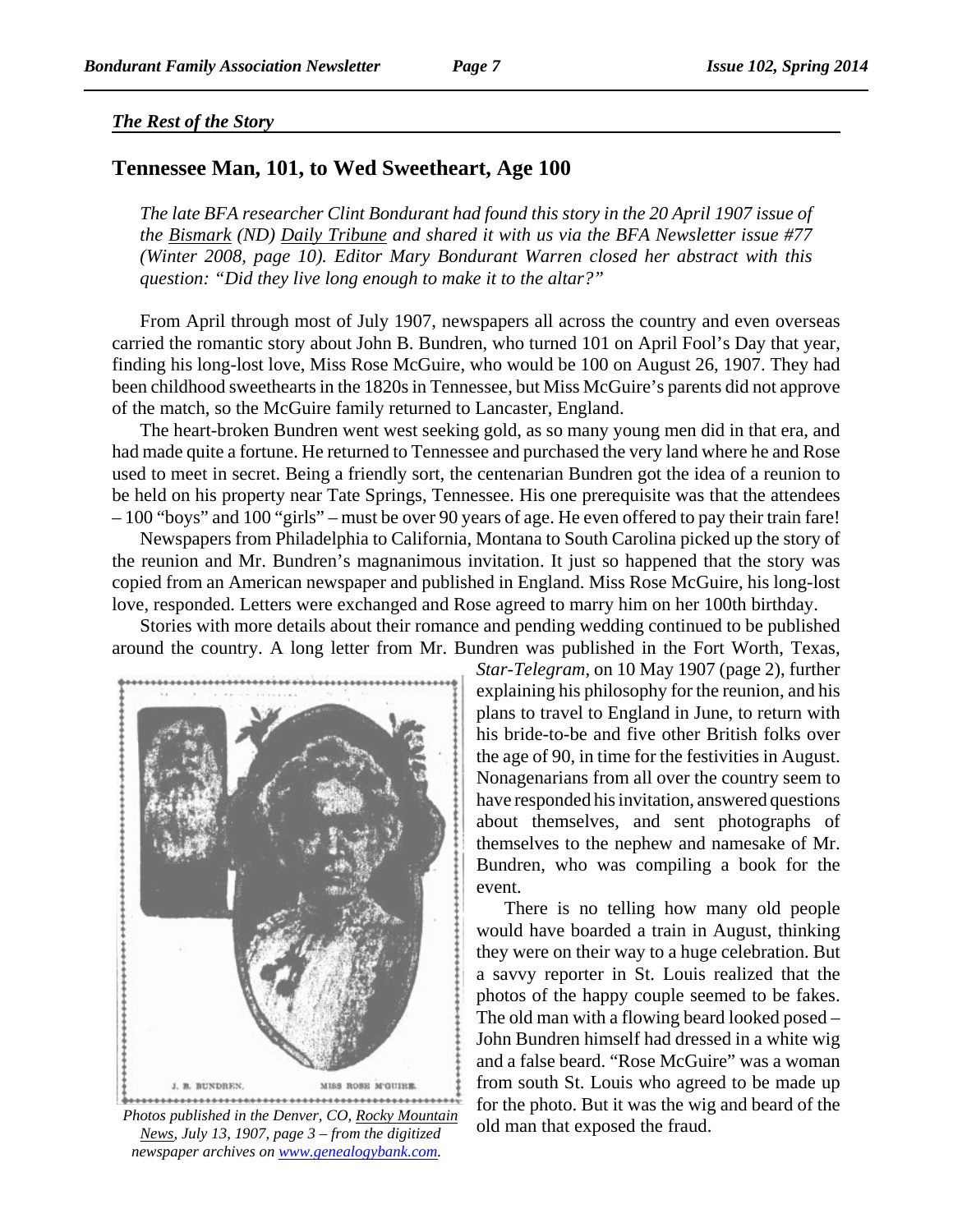*The Rest of the Story*

## Tennessee Man, 101, to Wed Sweetheart, Age 100

*The late BFA researcher Clint Bondurant had found this story in the 20 April 1907 issue of the Bismark (ND) Daily Tribune and shared it with us via the BFA Newsletter issue #77 (Winter 2008, page 10). Editor Mary Bondurant Warren closed her abstract with this question: "Did they live long enough to make it to the altar?"*

From April through most of July 1907, newspapers all across the country and even overseas carried the romantic story about John B. Bundren, who turned 101 on April Fool's Day that year, finding his long-lost love, Miss Rose McGuire, who would be 100 on August 26, 1907. They had been childhood sweethearts in the 1820s in Tennessee, but Miss McGuire's parents did not approve of the match, so the McGuire family returned to Lancaster, England.

The heart-broken Bundren went west seeking gold, as so many young men did in that era, and had made quite a fortune. He returned to Tennessee and purchased the very land where he and Rose used to meet in secret. Being a friendly sort, the centenarian Bundren got the idea of a reunion to be held on his property near Tate Springs, Tennessee. His one prerequisite was that the attendees – 100 "boys" and 100 "girls" – must be over 90 years of age. He even offered to pay their train fare!

Newspapers from Philadelphia to California, Montana to South Carolina picked up the story of the reunion and Mr. Bundren's magnanimous invitation. It just so happened that the story was copied from an American newspaper and published in England. Miss Rose McGuire, his long-lost love, responded. Letters were exchanged and Rose agreed to marry him on her 100th birthday.

Stories with more details about their romance and pending wedding continued to be published around the country. A long letter from Mr. Bundren was published in the Fort Worth, Texas, *Star-Telegram*, on 10 May 1907 (page 2), further explaining his philosophy for the reunion, and his plans to travel to England in June, to return with his bride-to-be and five other British folks over the age of 90, in time for the festivities in August. Nonagenarians from all over the country seem to have responded his invitation, answered questions about themselves, and sent photographs of themselves to the nephew and namesake of Mr. Bundren, who was compiling a book for the event.

There is no telling how many old people would have boarded a train in August, thinking they were on their way to a huge celebration. But a savvy reporter in St. Louis realized that the photos of the happy couple seemed to be fakes. The old man with a flowing beard looked posed – John Bundren himself had dressed in a white wig and a false beard. "Rose McGuire" was a woman from south St. Louis who agreed to be made up for the photo. But it was the wig and beard of the old man that exposed the fraud.

J. B. BUNDREN. MISS ROSE M'GUIRE.

*Photos published in the Denver, CO, Rocky Mountain News, July 13, 1907, page 3 – from the digitized newspaper archives on www.genealogybank.com.*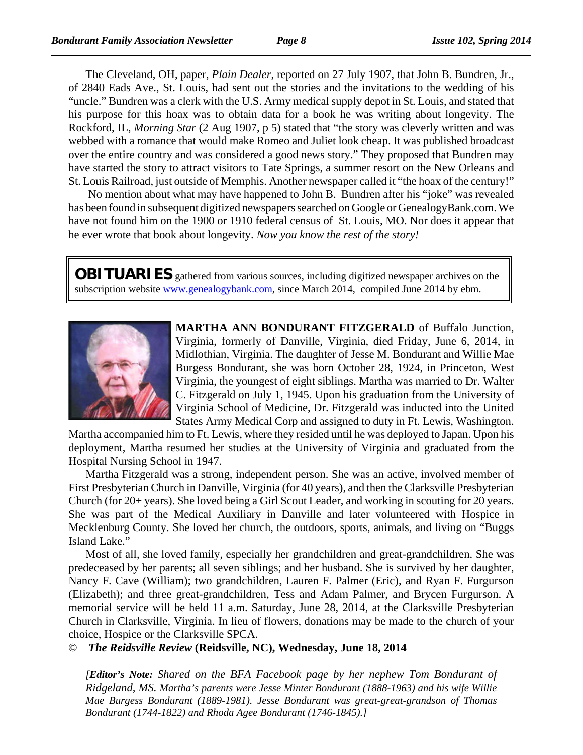The Cleveland, OH, paper, *Plain Dealer*, reported on 27 July 1907, that John B. Bundren, Jr., of 2840 Eads Ave., St. Louis, had sent out the stories and the invitations to the wedding of his "uncle." Bundren was a clerk with the U.S. Army medical supply depot in St. Louis, and stated that his purpose for this hoax was to obtain data for a book he was writing about longevity. The Rockford, IL, *Morning Star* (2 Aug 1907, p 5) stated that "the story was cleverly written and was webbed with a romance that would make Romeo and Juliet look cheap. It was published broadcast over the entire country and was considered a good news story." They proposed that Bundren may have started the story to attract visitors to Tate Springs, a summer resort on the New Orleans and St. Louis Railroad, just outside of Memphis. Another newspaper called it "the hoax of the century!"

No mention about what may have happened to John B. Bundren after his "joke" was revealed has been found in subsequent digitized newspapers searched on Google or GenealogyBank.com. We have not found him on the 1900 or 1910 federal census of St. Louis, MO. Nor does it appear that he ever wrote that book about longevity. *Now you know the rest of the story!*

## OBITUARIES

gathered from various sources, including digitized newspaper archives on the subscription website www.genealogybank.com, since March 2014, compiled June 2014 by ebm.

**MARTHA ANN BONDURANT FITZGERALD** of Buffalo Junction, Virginia, formerly of Danville, Virginia, died Friday, June 6, 2014, in Midlothian, Virginia. The daughter of Jesse M. Bondurant and Willie Mae Burgess Bondurant, she was born October 28, 1924, in Princeton, West Virginia, the youngest of eight siblings. Martha was married to Dr. Walter C. Fitzgerald on July 1, 1945. Upon his graduation from the University of Virginia School of Medicine, Dr. Fitzgerald was inducted into the United States Army Medical Corp and assigned to duty in Ft. Lewis, Washington. Martha accompanied him to Ft. Lewis, where they resided until he was deployed to Japan. Upon his deployment, Martha resumed her studies at the University of Virginia and graduated from the Hospital Nursing School in 1947.

Martha Fitzgerald was a strong, independent person. She was an active, involved member of First Presbyterian Church in Danville, Virginia (for 40 years), and then the Clarksville Presbyterian Church (for 20+ years). She loved being a Girl Scout Leader, and working in scouting for 20 years. She was part of the Medical Auxiliary in Danville and later volunteered with Hospice in Mecklenburg County. She loved her church, the outdoors, sports, animals, and living on "Buggs Island Lake."

Most of all, she loved family, especially her grandchildren and great-grandchildren. She was predeceased by her parents; all seven siblings; and her husband. She is survived by her daughter, Nancy F. Cave (William); two grandchildren, Lauren F. Palmer (Eric), and Ryan F. Furgurson (Elizabeth); and three great-grandchildren, Tess and Adam Palmer, and Brycen Furgurson. A memorial service will be held 11 a.m. Saturday, June 28, 2014, at the Clarksville Presbyterian Church in Clarksville, Virginia. In lieu of flowers, donations may be made to the church of your choice, Hospice or the Clarksville SPCA.

© ***The Reidsville Review*** **(Reidsville, NC), Wednesday, June 18, 2014**

*[**Editor's Note:** Shared on the BFA Facebook page by her nephew Tom Bondurant of Ridgeland, MS. Martha's parents were Jesse Minter Bondurant (1888-1963) and his wife Willie Mae Burgess Bondurant (1889-1981). Jesse Bondurant was great-great-grandson of Thomas Bondurant (1744-1822) and Rhoda Agee Bondurant (1746-1845).]*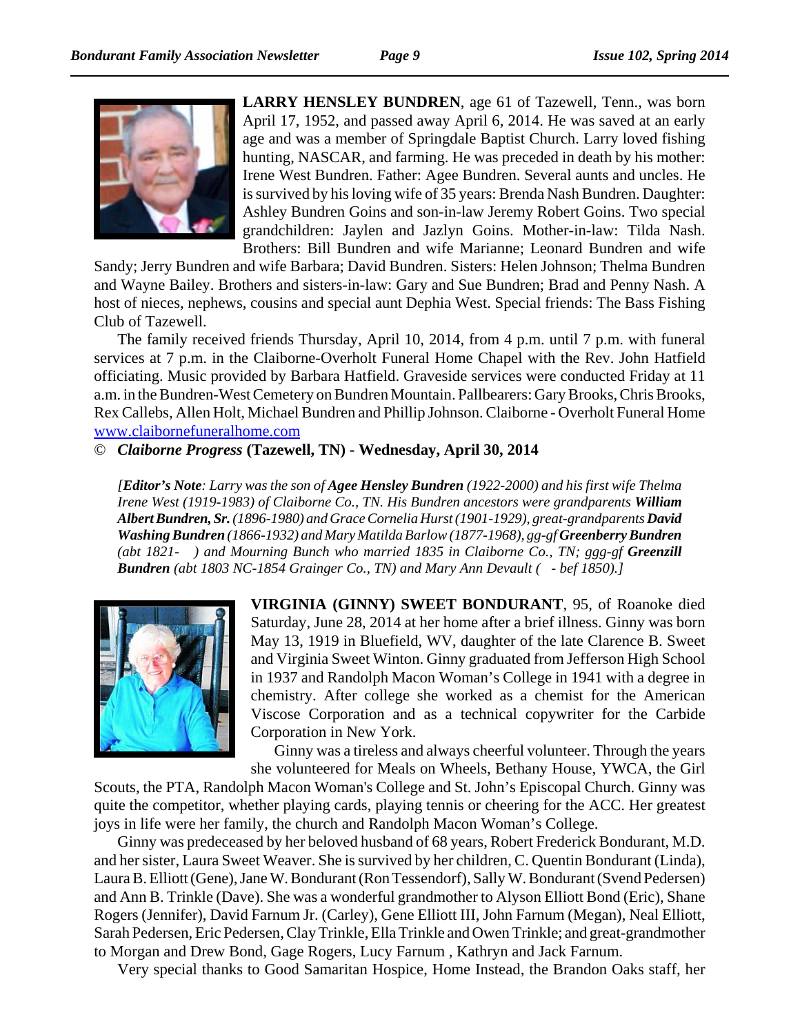**LARRY HENSLEY BUNDREN**, age 61 of Tazewell, Tenn., was born April 17, 1952, and passed away April 6, 2014. He was saved at an early age and was a member of Springdale Baptist Church. Larry loved fishing hunting, NASCAR, and farming. He was preceded in death by his mother: Irene West Bundren. Father: Agee Bundren. Several aunts and uncles. He is survived by his loving wife of 35 years: Brenda Nash Bundren. Daughter: Ashley Bundren Goins and son-in-law Jeremy Robert Goins. Two special grandchildren: Jaylen and Jazlyn Goins. Mother-in-law: Tilda Nash. Brothers: Bill Bundren and wife Marianne; Leonard Bundren and wife Sandy; Jerry Bundren and wife Barbara; David Bundren. Sisters: Helen Johnson; Thelma Bundren and Wayne Bailey. Brothers and sisters-in-law: Gary and Sue Bundren; Brad and Penny Nash. A host of nieces, nephews, cousins and special aunt Dephia West. Special friends: The Bass Fishing Club of Tazewell.

The family received friends Thursday, April 10, 2014, from 4 p.m. until 7 p.m. with funeral services at 7 p.m. in the Claiborne-Overholt Funeral Home Chapel with the Rev. John Hatfield officiating. Music provided by Barbara Hatfield. Graveside services were conducted Friday at 11 a.m. in the Bundren-West Cemetery on Bundren Mountain. Pallbearers: Gary Brooks, Chris Brooks, Rex Callebs, Allen Holt, Michael Bundren and Phillip Johnson. Claiborne - Overholt Funeral Home www.clairbornefuneralhome.com

© *Claiborne Progress* **(Tazewell, TN) - Wednesday, April 30, 2014**

*[**Editor's Note**: Larry was the son of **Agee Hensley Bundren** (1922-2000) and his first wife Thelma Irene West (1919-1983) of Claiborne Co., TN. His Bundren ancestors were grandparents **William Albert Bundren, Sr.** (1896-1980) and Grace Cornelia Hurst (1901-1929), great-grandparents **David Washing Bundren** (1866-1932) and Mary Matilda Barlow (1877-1968), gg-gf **Greenberry Bundren** (abt 1821- ) and Mourning Bunch who married 1835 in Claiborne Co., TN; ggg-gf **Greenzill Bundren** (abt 1803 NC-1854 Grainger Co., TN) and Mary Ann Devault ( - bef 1850).]*

**VIRGINIA (GINNY) SWEET BONDURANT**, 95, of Roanoke died Saturday, June 28, 2014 at her home after a brief illness. Ginny was born May 13, 1919 in Bluefield, WV, daughter of the late Clarence B. Sweet and Virginia Sweet Winton. Ginny graduated from Jefferson High School in 1937 and Randolph Macon Woman's College in 1941 with a degree in chemistry. After college she worked as a chemist for the American Viscose Corporation and as a technical copywriter for the Carbide Corporation in New York.

Ginny was a tireless and always cheerful volunteer. Through the years she volunteered for Meals on Wheels, Bethany House, YWCA, the Girl Scouts, the PTA, Randolph Macon Woman's College and St. John's Episcopal Church. Ginny was quite the competitor, whether playing cards, playing tennis or cheering for the ACC. Her greatest joys in life were her family, the church and Randolph Macon Woman's College.

Ginny was predeceased by her beloved husband of 68 years, Robert Frederick Bondurant, M.D. and her sister, Laura Sweet Weaver. She is survived by her children, C. Quentin Bondurant (Linda), Laura B. Elliott (Gene), Jane W. Bondurant (Ron Tessendorf), Sally W. Bondurant (Svend Pedersen) and Ann B. Trinkle (Dave). She was a wonderful grandmother to Alyson Elliott Bond (Eric), Shane Rogers (Jennifer), David Farnum Jr. (Carley), Gene Elliott III, John Farnum (Megan), Neal Elliott, Sarah Pedersen, Eric Pedersen, Clay Trinkle, Ella Trinkle and Owen Trinkle; and great-grandmother to Morgan and Drew Bond, Gage Rogers, Lucy Farnum , Kathryn and Jack Farnum.

Very special thanks to Good Samaritan Hospice, Home Instead, the Brandon Oaks staff, her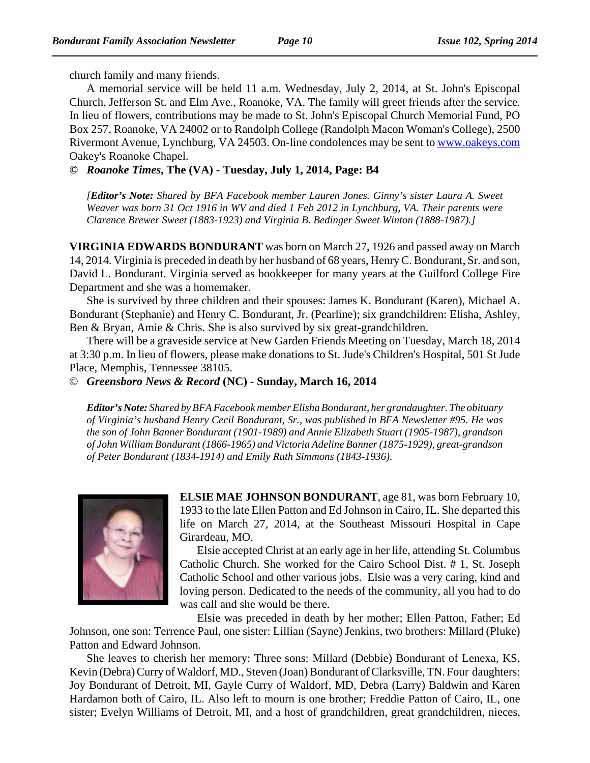church family and many friends.

A memorial service will be held 11 a.m. Wednesday, July 2, 2014, at St. John's Episcopal Church, Jefferson St. and Elm Ave., Roanoke, VA. The family will greet friends after the service. In lieu of flowers, contributions may be made to St. John's Episcopal Church Memorial Fund, PO Box 257, Roanoke, VA 24002 or to Randolph College (Randolph Macon Woman's College), 2500 Rivermont Avenue, Lynchburg, VA 24503. On-line condolences may be sent to [www.oakeys.com](http://www.oakeys.com) Oakey's Roanoke Chapel.

© ***Roanoke Times*, The (VA) - Tuesday, July 1, 2014, Page: B4**

*[**Editor's Note:** Shared by BFA Facebook member Lauren Jones. Ginny's sister Laura A. Sweet Weaver was born 31 Oct 1916 in WV and died 1 Feb 2012 in Lynchburg, VA. Their parents were Clarence Brewer Sweet (1883-1923) and Virginia B. Bedinger Sweet Winton (1888-1987).]*

**VIRGINIA EDWARDS BONDURANT** was born on March 27, 1926 and passed away on March 14, 2014. Virginia is preceded in death by her husband of 68 years, Henry C. Bondurant, Sr. and son, David L. Bondurant. Virginia served as bookkeeper for many years at the Guilford College Fire Department and she was a homemaker.

She is survived by three children and their spouses: James K. Bondurant (Karen), Michael A. Bondurant (Stephanie) and Henry C. Bondurant, Jr. (Pearline); six grandchildren: Elisha, Ashley, Ben & Bryan, Amie & Chris. She is also survived by six great-grandchildren.

There will be a graveside service at New Garden Friends Meeting on Tuesday, March 18, 2014 at 3:30 p.m. In lieu of flowers, please make donations to St. Jude's Children's Hospital, 501 St Jude Place, Memphis, Tennessee 38105.

© ***Greensboro News & Record* (NC) - Sunday, March 16, 2014**

*[**Editor's Note:** Shared by BFA Facebook member Elisha Bondurant, her grandaughter. The obituary of Virginia's husband Henry Cecil Bondurant, Sr., was published in BFA Newsletter #95. He was the son of John Banner Bondurant (1901-1989) and Annie Elizabeth Stuart (1905-1987), grandson of John William Bondurant (1866-1965) and Victoria Adeline Banner (1875-1929), great-grandson of Peter Bondurant (1834-1914) and Emily Ruth Simmons (1843-1936).*

**ELSIE MAE JOHNSON BONDURANT**, age 81, was born February 10, 1933 to the late Ellen Patton and Ed Johnson in Cairo, IL. She departed this life on March 27, 2014, at the Southeast Missouri Hospital in Cape Girardeau, MO.

Elsie accepted Christ at an early age in her life, attending St. Columbus Catholic Church. She worked for the Cairo School Dist. # 1, St. Joseph Catholic School and other various jobs. Elsie was a very caring, kind and loving person. Dedicated to the needs of the community, all you had to do was call and she would be there.

Elsie was preceded in death by her mother; Ellen Patton, Father; Ed Johnson, one son: Terrence Paul, one sister: Lillian (Sayne) Jenkins, two brothers: Millard (Pluke) Patton and Edward Johnson.

She leaves to cherish her memory: Three sons: Millard (Debbie) Bondurant of Lenexa, KS, Kevin (Debra) Curry of Waldorf, MD., Steven (Joan) Bondurant of Clarksville, TN. Four daughters: Joy Bondurant of Detroit, MI, Gayle Curry of Waldorf, MD, Debra (Larry) Baldwin and Karen Hardamon both of Cairo, IL. Also left to mourn is one brother; Freddie Patton of Cairo, IL, one sister; Evelyn Williams of Detroit, MI, and a host of grandchildren, great grandchildren, nieces,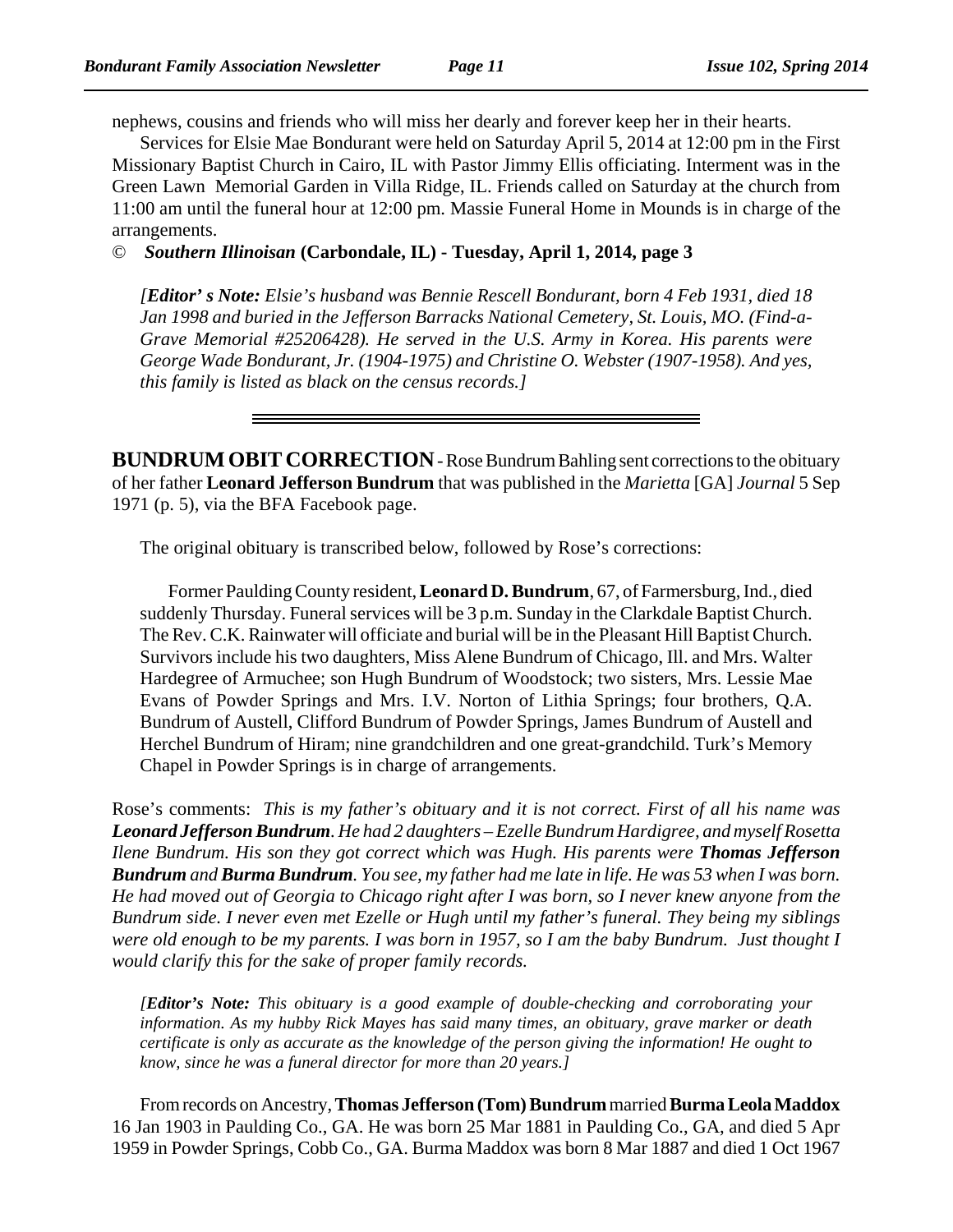nephews, cousins and friends who will miss her dearly and forever keep her in their hearts.

Services for Elsie Mae Bondurant were held on Saturday April 5, 2014 at 12:00 pm in the First Missionary Baptist Church in Cairo, IL with Pastor Jimmy Ellis officiating. Interment was in the Green Lawn Memorial Garden in Villa Ridge, IL. Friends called on Saturday at the church from 11:00 am until the funeral hour at 12:00 pm. Massie Funeral Home in Mounds is in charge of the arrangements.

© ***Southern Illinoisan*** **(Carbondale, IL) - Tuesday, April 1, 2014, page 3**

*[**Editor' s Note:** Elsie's husband was Bennie Rescell Bondurant, born 4 Feb 1931, died 18 Jan 1998 and buried in the Jefferson Barracks National Cemetery, St. Louis, MO. (Find-a-Grave Memorial #25206428). He served in the U.S. Army in Korea. His parents were George Wade Bondurant, Jr. (1904-1975) and Christine O. Webster (1907-1958). And yes, this family is listed as black on the census records.]*

---

**BUNDRUM OBIT CORRECTION** - Rose Bundrum Bahling sent corrections to the obituary of her father **Leonard Jefferson Bundrum** that was published in the *Marietta* [GA] *Journal* 5 Sep 1971 (p. 5), via the BFA Facebook page.

The original obituary is transcribed below, followed by Rose's corrections:

> Former Paulding County resident, **Leonard D. Bundrum**, 67, of Farmersburg, Ind., died suddenly Thursday. Funeral services will be 3 p.m. Sunday in the Clarkdale Baptist Church. The Rev. C.K. Rainwater will officiate and burial will be in the Pleasant Hill Baptist Church. Survivors include his two daughters, Miss Alene Bundrum of Chicago, Ill. and Mrs. Walter Hardegree of Armuchee; son Hugh Bundrum of Woodstock; two sisters, Mrs. Lessie Mae Evans of Powder Springs and Mrs. I.V. Norton of Lithia Springs; four brothers, Q.A. Bundrum of Austell, Clifford Bundrum of Powder Springs, James Bundrum of Austell and Herchel Bundrum of Hiram; nine grandchildren and one great-grandchild. Turk's Memory Chapel in Powder Springs is in charge of arrangements.

Rose's comments: *This is my father's obituary and it is not correct. First of all his name was **Leonard Jefferson Bundrum**. He had 2 daughters – Ezelle Bundrum Hardigree, and myself Rosetta Ilene Bundrum. His son they got correct which was Hugh. His parents were **Thomas Jefferson Bundrum** and **Burma Bundrum**. You see, my father had me late in life. He was 53 when I was born. He had moved out of Georgia to Chicago right after I was born, so I never knew anyone from the Bundrum side. I never even met Ezelle or Hugh until my father's funeral. They being my siblings were old enough to be my parents. I was born in 1957, so I am the baby Bundrum. Just thought I would clarify this for the sake of proper family records.*

*[**Editor's Note:** This obituary is a good example of double-checking and corroborating your information. As my hubby Rick Mayes has said many times, an obituary, grave marker or death certificate is only as accurate as the knowledge of the person giving the information! He ought to know, since he was a funeral director for more than 20 years.]*

From records on Ancestry, **Thomas Jefferson (Tom) Bundrum** married **Burma Leola Maddox** 16 Jan 1903 in Paulding Co., GA. He was born 25 Mar 1881 in Paulding Co., GA, and died 5 Apr 1959 in Powder Springs, Cobb Co., GA. Burma Maddox was born 8 Mar 1887 and died 1 Oct 1967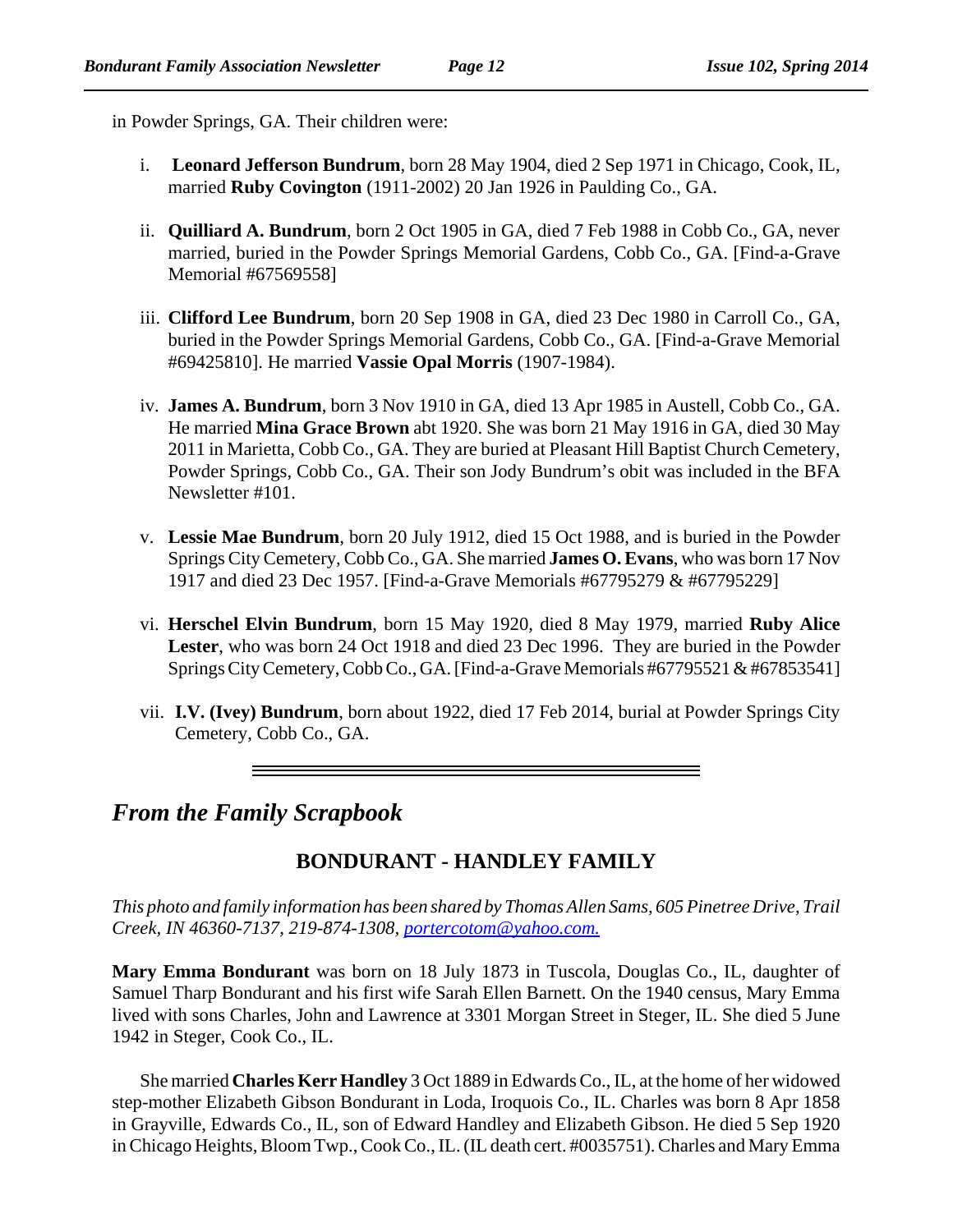in Powder Springs, GA. Their children were:

i. **Leonard Jefferson Bundrum**, born 28 May 1904, died 2 Sep 1971 in Chicago, Cook, IL, married **Ruby Covington** (1911-2002) 20 Jan 1926 in Paulding Co., GA.

ii. **Quilliard A. Bundrum**, born 2 Oct 1905 in GA, died 7 Feb 1988 in Cobb Co., GA, never married, buried in the Powder Springs Memorial Gardens, Cobb Co., GA. [Find-a-Grave Memorial #67569558]

iii. **Clifford Lee Bundrum**, born 20 Sep 1908 in GA, died 23 Dec 1980 in Carroll Co., GA, buried in the Powder Springs Memorial Gardens, Cobb Co., GA. [Find-a-Grave Memorial #69425810]. He married **Vassie Opal Morris** (1907-1984).

iv. **James A. Bundrum**, born 3 Nov 1910 in GA, died 13 Apr 1985 in Austell, Cobb Co., GA. He married **Mina Grace Brown** abt 1920. She was born 21 May 1916 in GA, died 30 May 2011 in Marietta, Cobb Co., GA. They are buried at Pleasant Hill Baptist Church Cemetery, Powder Springs, Cobb Co., GA. Their son Jody Bundrum's obit was included in the BFA Newsletter #101.

v. **Lessie Mae Bundrum**, born 20 July 1912, died 15 Oct 1988, and is buried in the Powder Springs City Cemetery, Cobb Co., GA. She married **James O. Evans**, who was born 17 Nov 1917 and died 23 Dec 1957. [Find-a-Grave Memorials #67795279 & #67795229]

vi. **Herschel Elvin Bundrum**, born 15 May 1920, died 8 May 1979, married **Ruby Alice Lester**, who was born 24 Oct 1918 and died 23 Dec 1996. They are buried in the Powder Springs City Cemetery, Cobb Co., GA. [Find-a-Grave Memorials #67795521 & #67853541]

vii. **I.V. (Ivey) Bundrum**, born about 1922, died 17 Feb 2014, burial at Powder Springs City Cemetery, Cobb Co., GA.

---

## *From the Family Scrapbook*

### BONDURANT - HANDLEY FAMILY

*This photo and family information has been shared by Thomas Allen Sams, 605 Pinetree Drive, Trail Creek, IN 46360-7137, 219-874-1308, portercotom@yahoo.com.*

**Mary Emma Bondurant** was born on 18 July 1873 in Tuscola, Douglas Co., IL, daughter of Samuel Tharp Bondurant and his first wife Sarah Ellen Barnett. On the 1940 census, Mary Emma lived with sons Charles, John and Lawrence at 3301 Morgan Street in Steger, IL. She died 5 June 1942 in Steger, Cook Co., IL.

She married **Charles Kerr Handley** 3 Oct 1889 in Edwards Co., IL, at the home of her widowed step-mother Elizabeth Gibson Bondurant in Loda, Iroquois Co., IL. Charles was born 8 Apr 1858 in Grayville, Edwards Co., IL, son of Edward Handley and Elizabeth Gibson. He died 5 Sep 1920 in Chicago Heights, Bloom Twp., Cook Co., IL. (IL death cert. #0035751). Charles and Mary Emma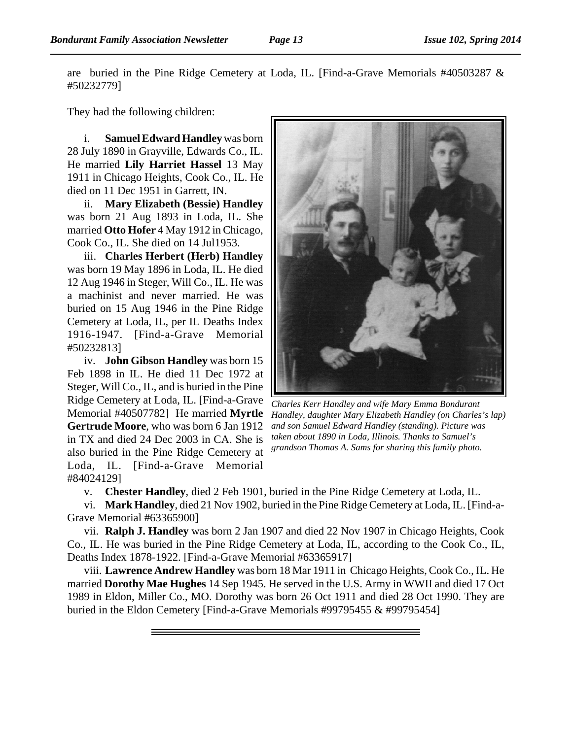are buried in the Pine Ridge Cemetery at Loda, IL. [Find-a-Grave Memorials #40503287 & #50232779]

They had the following children:

i. **Samuel Edward Handley** was born 28 July 1890 in Grayville, Edwards Co., IL. He married **Lily Harriet Hassel** 13 May 1911 in Chicago Heights, Cook Co., IL. He died on 11 Dec 1951 in Garrett, IN.

ii. **Mary Elizabeth (Bessie) Handley** was born 21 Aug 1893 in Loda, IL. She married **Otto Hofer** 4 May 1912 in Chicago, Cook Co., IL. She died on 14 Jul1953.

iii. **Charles Herbert (Herb) Handley** was born 19 May 1896 in Loda, IL. He died 12 Aug 1946 in Steger, Will Co., IL. He was a machinist and never married. He was buried on 15 Aug 1946 in the Pine Ridge Cemetery at Loda, IL, per IL Deaths Index 1916-1947. [Find-a-Grave Memorial #50232813]

iv. **John Gibson Handley** was born 15 Feb 1898 in IL. He died 11 Dec 1972 at Steger, Will Co., IL, and is buried in the Pine Ridge Cemetery at Loda, IL. [Find-a-Grave Memorial #40507782] He married **Myrtle Gertrude Moore**, who was born 6 Jan 1912 in TX and died 24 Dec 2003 in CA. She is also buried in the Pine Ridge Cemetery at Loda, IL. [Find-a-Grave Memorial #84024129]

*Charles Kerr Handley and wife Mary Emma Bondurant Handley, daughter Mary Elizabeth Handley (on Charles's lap) and son Samuel Edward Handley (standing). Picture was taken about 1890 in Loda, Illinois. Thanks to Samuel's grandson Thomas A. Sams for sharing this family photo.*

v. **Chester Handley**, died 2 Feb 1901, buried in the Pine Ridge Cemetery at Loda, IL.

vi. **Mark Handley**, died 21 Nov 1902, buried in the Pine Ridge Cemetery at Loda, IL. [Find-a-Grave Memorial #63365900]

vii. **Ralph J. Handley** was born 2 Jan 1907 and died 22 Nov 1907 in Chicago Heights, Cook Co., IL. He was buried in the Pine Ridge Cemetery at Loda, IL, according to the Cook Co., IL, Deaths Index 1878-1922. [Find-a-Grave Memorial #63365917]

viii. **Lawrence Andrew Handley** was born 18 Mar 1911 in Chicago Heights, Cook Co., IL. He married **Dorothy Mae Hughes** 14 Sep 1945. He served in the U.S. Army in WWII and died 17 Oct 1989 in Eldon, Miller Co., MO. Dorothy was born 26 Oct 1911 and died 28 Oct 1990. They are buried in the Eldon Cemetery [Find-a-Grave Memorials #99795455 & #99795454]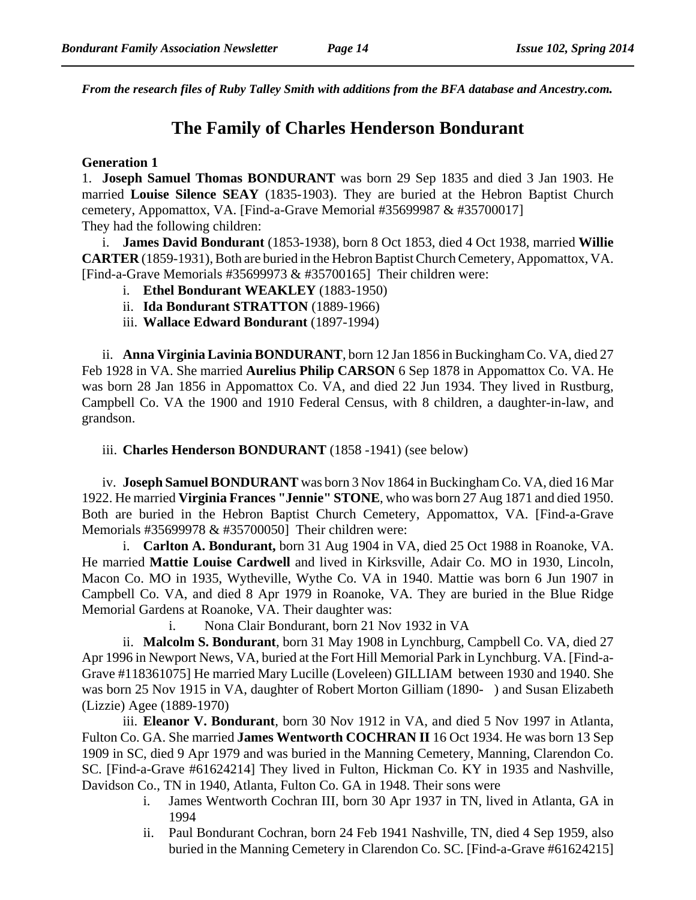*From the research files of Ruby Talley Smith with additions from the BFA database and Ancestry.com.*

# The Family of Charles Henderson Bondurant

**Generation 1**

1. **Joseph Samuel Thomas BONDURANT** was born 29 Sep 1835 and died 3 Jan 1903. He married **Louise Silence SEAY** (1835-1903). They are buried at the Hebron Baptist Church cemetery, Appomattox, VA. [Find-a-Grave Memorial #35699987 & #35700017]
They had the following children:

i. **James David Bondurant** (1853-1938), born 8 Oct 1853, died 4 Oct 1938, married **Willie CARTER** (1859-1931), Both are buried in the Hebron Baptist Church Cemetery, Appomattox, VA. [Find-a-Grave Memorials #35699973 & #35700165] Their children were:

- i. **Ethel Bondurant WEAKLEY** (1883-1950)
- ii. **Ida Bondurant STRATTON** (1889-1966)
- iii. **Wallace Edward Bondurant** (1897-1994)

ii. **Anna Virginia Lavinia BONDURANT**, born 12 Jan 1856 in Buckingham Co. VA, died 27 Feb 1928 in VA. She married **Aurelius Philip CARSON** 6 Sep 1878 in Appomattox Co. VA. He was born 28 Jan 1856 in Appomattox Co. VA, and died 22 Jun 1934. They lived in Rustburg, Campbell Co. VA the 1900 and 1910 Federal Census, with 8 children, a daughter-in-law, and grandson.

iii. **Charles Henderson BONDURANT** (1858 -1941) (see below)

iv. **Joseph Samuel BONDURANT** was born 3 Nov 1864 in Buckingham Co. VA, died 16 Mar 1922. He married **Virginia Frances "Jennie" STONE**, who was born 27 Aug 1871 and died 1950. Both are buried in the Hebron Baptist Church Cemetery, Appomattox, VA. [Find-a-Grave Memorials #35699978 & #35700050] Their children were:

i. **Carlton A. Bondurant,** born 31 Aug 1904 in VA, died 25 Oct 1988 in Roanoke, VA. He married **Mattie Louise Cardwell** and lived in Kirksville, Adair Co. MO in 1930, Lincoln, Macon Co. MO in 1935, Wytheville, Wythe Co. VA in 1940. Mattie was born 6 Jun 1907 in Campbell Co. VA, and died 8 Apr 1979 in Roanoke, VA. They are buried in the Blue Ridge Memorial Gardens at Roanoke, VA. Their daughter was:

- i. Nona Clair Bondurant, born 21 Nov 1932 in VA

ii. **Malcolm S. Bondurant**, born 31 May 1908 in Lynchburg, Campbell Co. VA, died 27 Apr 1996 in Newport News, VA, buried at the Fort Hill Memorial Park in Lynchburg. VA. [Find-a-Grave #118361075] He married Mary Lucille (Loveleen) GILLIAM between 1930 and 1940. She was born 25 Nov 1915 in VA, daughter of Robert Morton Gilliam (1890- ) and Susan Elizabeth (Lizzie) Agee (1889-1970)

iii. **Eleanor V. Bondurant**, born 30 Nov 1912 in VA, and died 5 Nov 1997 in Atlanta, Fulton Co. GA. She married **James Wentworth COCHRAN II** 16 Oct 1934. He was born 13 Sep 1909 in SC, died 9 Apr 1979 and was buried in the Manning Cemetery, Manning, Clarendon Co. SC. [Find-a-Grave #61624214] They lived in Fulton, Hickman Co. KY in 1935 and Nashville, Davidson Co., TN in 1940, Atlanta, Fulton Co. GA in 1948. Their sons were

- i. James Wentworth Cochran III, born 30 Apr 1937 in TN, lived in Atlanta, GA in 1994
- ii. Paul Bondurant Cochran, born 24 Feb 1941 Nashville, TN, died 4 Sep 1959, also buried in the Manning Cemetery in Clarendon Co. SC. [Find-a-Grave #61624215]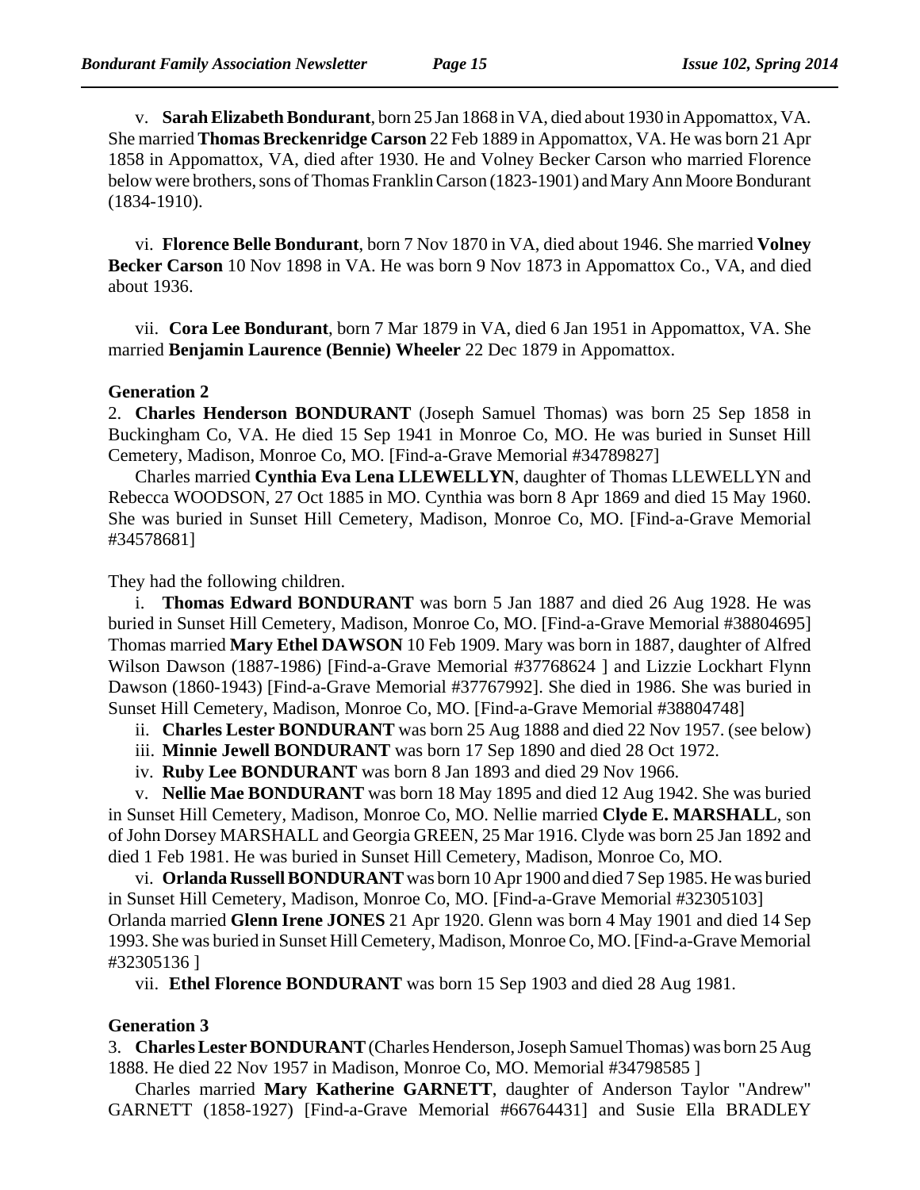v. **Sarah Elizabeth Bondurant**, born 25 Jan 1868 in VA, died about 1930 in Appomattox, VA. She married **Thomas Breckenridge Carson** 22 Feb 1889 in Appomattox, VA. He was born 21 Apr 1858 in Appomattox, VA, died after 1930. He and Volney Becker Carson who married Florence below were brothers, sons of Thomas Franklin Carson (1823-1901) and Mary Ann Moore Bondurant (1834-1910).

vi. **Florence Belle Bondurant**, born 7 Nov 1870 in VA, died about 1946. She married **Volney Becker Carson** 10 Nov 1898 in VA. He was born 9 Nov 1873 in Appomattox Co., VA, and died about 1936.

vii. **Cora Lee Bondurant**, born 7 Mar 1879 in VA, died 6 Jan 1951 in Appomattox, VA. She married **Benjamin Laurence (Bennie) Wheeler** 22 Dec 1879 in Appomattox.

**Generation 2**

2. **Charles Henderson BONDURANT** (Joseph Samuel Thomas) was born 25 Sep 1858 in Buckingham Co, VA. He died 15 Sep 1941 in Monroe Co, MO. He was buried in Sunset Hill Cemetery, Madison, Monroe Co, MO. [Find-a-Grave Memorial #34789827]

Charles married **Cynthia Eva Lena LLEWELLYN**, daughter of Thomas LLEWELLYN and Rebecca WOODSON, 27 Oct 1885 in MO. Cynthia was born 8 Apr 1869 and died 15 May 1960. She was buried in Sunset Hill Cemetery, Madison, Monroe Co, MO. [Find-a-Grave Memorial #34578681]

They had the following children.

i. **Thomas Edward BONDURANT** was born 5 Jan 1887 and died 26 Aug 1928. He was buried in Sunset Hill Cemetery, Madison, Monroe Co, MO. [Find-a-Grave Memorial #38804695] Thomas married **Mary Ethel DAWSON** 10 Feb 1909. Mary was born in 1887, daughter of Alfred Wilson Dawson (1887-1986) [Find-a-Grave Memorial #37768624 ] and Lizzie Lockhart Flynn Dawson (1860-1943) [Find-a-Grave Memorial #37767992]. She died in 1986. She was buried in Sunset Hill Cemetery, Madison, Monroe Co, MO. [Find-a-Grave Memorial #38804748]

ii. **Charles Lester BONDURANT** was born 25 Aug 1888 and died 22 Nov 1957. (see below)

iii. **Minnie Jewell BONDURANT** was born 17 Sep 1890 and died 28 Oct 1972.

iv. **Ruby Lee BONDURANT** was born 8 Jan 1893 and died 29 Nov 1966.

v. **Nellie Mae BONDURANT** was born 18 May 1895 and died 12 Aug 1942. She was buried in Sunset Hill Cemetery, Madison, Monroe Co, MO. Nellie married **Clyde E. MARSHALL**, son of John Dorsey MARSHALL and Georgia GREEN, 25 Mar 1916. Clyde was born 25 Jan 1892 and died 1 Feb 1981. He was buried in Sunset Hill Cemetery, Madison, Monroe Co, MO.

vi. **Orlanda Russell BONDURANT** was born 10 Apr 1900 and died 7 Sep 1985. He was buried in Sunset Hill Cemetery, Madison, Monroe Co, MO. [Find-a-Grave Memorial #32305103] Orlanda married **Glenn Irene JONES** 21 Apr 1920. Glenn was born 4 May 1901 and died 14 Sep 1993. She was buried in Sunset Hill Cemetery, Madison, Monroe Co, MO. [Find-a-Grave Memorial #32305136 ]

vii. **Ethel Florence BONDURANT** was born 15 Sep 1903 and died 28 Aug 1981.

**Generation 3**

3. **Charles Lester BONDURANT** (Charles Henderson, Joseph Samuel Thomas) was born 25 Aug 1888. He died 22 Nov 1957 in Madison, Monroe Co, MO. Memorial #34798585 ]

Charles married **Mary Katherine GARNETT**, daughter of Anderson Taylor "Andrew" GARNETT (1858-1927) [Find-a-Grave Memorial #66764431] and Susie Ella BRADLEY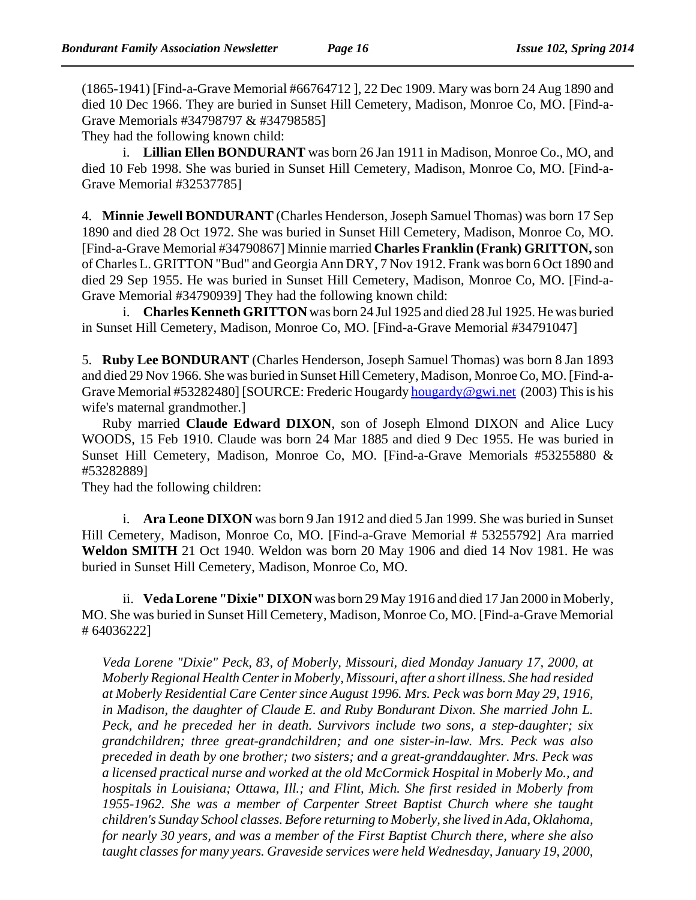(1865-1941) [Find-a-Grave Memorial #66764712 ], 22 Dec 1909. Mary was born 24 Aug 1890 and died 10 Dec 1966. They are buried in Sunset Hill Cemetery, Madison, Monroe Co, MO. [Find-a-Grave Memorials #34798797 & #34798585]

They had the following known child:

i. **Lillian Ellen BONDURANT** was born 26 Jan 1911 in Madison, Monroe Co., MO, and died 10 Feb 1998. She was buried in Sunset Hill Cemetery, Madison, Monroe Co, MO. [Find-a-Grave Memorial #32537785]

4. **Minnie Jewell BONDURANT** (Charles Henderson, Joseph Samuel Thomas) was born 17 Sep 1890 and died 28 Oct 1972. She was buried in Sunset Hill Cemetery, Madison, Monroe Co, MO. [Find-a-Grave Memorial #34790867] Minnie married **Charles Franklin (Frank) GRITTON,** son of Charles L. GRITTON "Bud" and Georgia Ann DRY, 7 Nov 1912. Frank was born 6 Oct 1890 and died 29 Sep 1955. He was buried in Sunset Hill Cemetery, Madison, Monroe Co, MO. [Find-a-Grave Memorial #34790939] They had the following known child:

i. **Charles Kenneth GRITTON** was born 24 Jul 1925 and died 28 Jul 1925. He was buried in Sunset Hill Cemetery, Madison, Monroe Co, MO. [Find-a-Grave Memorial #34791047]

5. **Ruby Lee BONDURANT** (Charles Henderson, Joseph Samuel Thomas) was born 8 Jan 1893 and died 29 Nov 1966. She was buried in Sunset Hill Cemetery, Madison, Monroe Co, MO. [Find-a-Grave Memorial #53282480] [SOURCE: Frederic Hougardy hougardy@gwi.net (2003) This is his wife's maternal grandmother.]

Ruby married **Claude Edward DIXON**, son of Joseph Elmond DIXON and Alice Lucy WOODS, 15 Feb 1910. Claude was born 24 Mar 1885 and died 9 Dec 1955. He was buried in Sunset Hill Cemetery, Madison, Monroe Co, MO. [Find-a-Grave Memorials #53255880 & #53282889]

They had the following children:

i. **Ara Leone DIXON** was born 9 Jan 1912 and died 5 Jan 1999. She was buried in Sunset Hill Cemetery, Madison, Monroe Co, MO. [Find-a-Grave Memorial # 53255792] Ara married **Weldon SMITH** 21 Oct 1940. Weldon was born 20 May 1906 and died 14 Nov 1981. He was buried in Sunset Hill Cemetery, Madison, Monroe Co, MO.

ii. **Veda Lorene "Dixie" DIXON** was born 29 May 1916 and died 17 Jan 2000 in Moberly, MO. She was buried in Sunset Hill Cemetery, Madison, Monroe Co, MO. [Find-a-Grave Memorial # 64036222]

*Veda Lorene "Dixie" Peck, 83, of Moberly, Missouri, died Monday January 17, 2000, at Moberly Regional Health Center in Moberly, Missouri, after a short illness. She had resided at Moberly Residential Care Center since August 1996. Mrs. Peck was born May 29, 1916, in Madison, the daughter of Claude E. and Ruby Bondurant Dixon. She married John L. Peck, and he preceded her in death. Survivors include two sons, a step-daughter; six grandchildren; three great-grandchildren; and one sister-in-law. Mrs. Peck was also preceded in death by one brother; two sisters; and a great-granddaughter. Mrs. Peck was a licensed practical nurse and worked at the old McCormick Hospital in Moberly Mo., and hospitals in Louisiana; Ottawa, Ill.; and Flint, Mich. She first resided in Moberly from 1955-1962. She was a member of Carpenter Street Baptist Church where she taught children's Sunday School classes. Before returning to Moberly, she lived in Ada, Oklahoma, for nearly 30 years, and was a member of the First Baptist Church there, where she also taught classes for many years. Graveside services were held Wednesday, January 19, 2000,*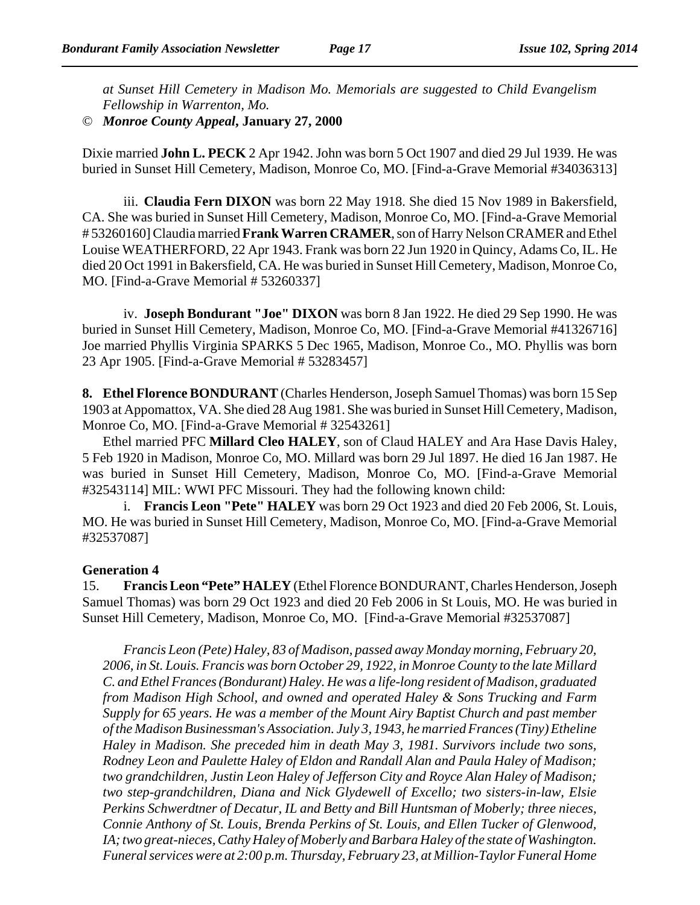*at Sunset Hill Cemetery in Madison Mo. Memorials are suggested to Child Evangelism Fellowship in Warrenton, Mo.*

© ***Monroe County Appeal*****, January 27, 2000**

Dixie married **John L. PECK** 2 Apr 1942. John was born 5 Oct 1907 and died 29 Jul 1939. He was buried in Sunset Hill Cemetery, Madison, Monroe Co, MO. [Find-a-Grave Memorial #34036313]

iii. **Claudia Fern DIXON** was born 22 May 1918. She died 15 Nov 1989 in Bakersfield, CA. She was buried in Sunset Hill Cemetery, Madison, Monroe Co, MO. [Find-a-Grave Memorial # 53260160] Claudia married **Frank Warren CRAMER**, son of Harry Nelson CRAMER and Ethel Louise WEATHERFORD, 22 Apr 1943. Frank was born 22 Jun 1920 in Quincy, Adams Co, IL. He died 20 Oct 1991 in Bakersfield, CA. He was buried in Sunset Hill Cemetery, Madison, Monroe Co, MO. [Find-a-Grave Memorial # 53260337]

iv. **Joseph Bondurant "Joe" DIXON** was born 8 Jan 1922. He died 29 Sep 1990. He was buried in Sunset Hill Cemetery, Madison, Monroe Co, MO. [Find-a-Grave Memorial #41326716] Joe married Phyllis Virginia SPARKS 5 Dec 1965, Madison, Monroe Co., MO. Phyllis was born 23 Apr 1905. [Find-a-Grave Memorial # 53283457]

**8. Ethel Florence BONDURANT** (Charles Henderson, Joseph Samuel Thomas) was born 15 Sep 1903 at Appomattox, VA. She died 28 Aug 1981. She was buried in Sunset Hill Cemetery, Madison, Monroe Co, MO. [Find-a-Grave Memorial # 32543261]

Ethel married PFC **Millard Cleo HALEY**, son of Claud HALEY and Ara Hase Davis Haley, 5 Feb 1920 in Madison, Monroe Co, MO. Millard was born 29 Jul 1897. He died 16 Jan 1987. He was buried in Sunset Hill Cemetery, Madison, Monroe Co, MO. [Find-a-Grave Memorial #32543114] MIL: WWI PFC Missouri. They had the following known child:

i. **Francis Leon "Pete" HALEY** was born 29 Oct 1923 and died 20 Feb 2006, St. Louis, MO. He was buried in Sunset Hill Cemetery, Madison, Monroe Co, MO. [Find-a-Grave Memorial #32537087]

**Generation 4**

15. **Francis Leon "Pete" HALEY** (Ethel Florence BONDURANT, Charles Henderson, Joseph Samuel Thomas) was born 29 Oct 1923 and died 20 Feb 2006 in St Louis, MO. He was buried in Sunset Hill Cemetery, Madison, Monroe Co, MO. [Find-a-Grave Memorial #32537087]

*Francis Leon (Pete) Haley, 83 of Madison, passed away Monday morning, February 20, 2006, in St. Louis. Francis was born October 29, 1922, in Monroe County to the late Millard C. and Ethel Frances (Bondurant) Haley. He was a life-long resident of Madison, graduated from Madison High School, and owned and operated Haley & Sons Trucking and Farm Supply for 65 years. He was a member of the Mount Airy Baptist Church and past member of the Madison Businessman's Association. July 3, 1943, he married Frances (Tiny) Etheline Haley in Madison. She preceded him in death May 3, 1981. Survivors include two sons, Rodney Leon and Paulette Haley of Eldon and Randall Alan and Paula Haley of Madison; two grandchildren, Justin Leon Haley of Jefferson City and Royce Alan Haley of Madison; two step-grandchildren, Diana and Nick Glydewell of Excello; two sisters-in-law, Elsie Perkins Schwerdtner of Decatur, IL and Betty and Bill Huntsman of Moberly; three nieces, Connie Anthony of St. Louis, Brenda Perkins of St. Louis, and Ellen Tucker of Glenwood, IA; two great-nieces, Cathy Haley of Moberly and Barbara Haley of the state of Washington. Funeral services were at 2:00 p.m. Thursday, February 23, at Million-Taylor Funeral Home*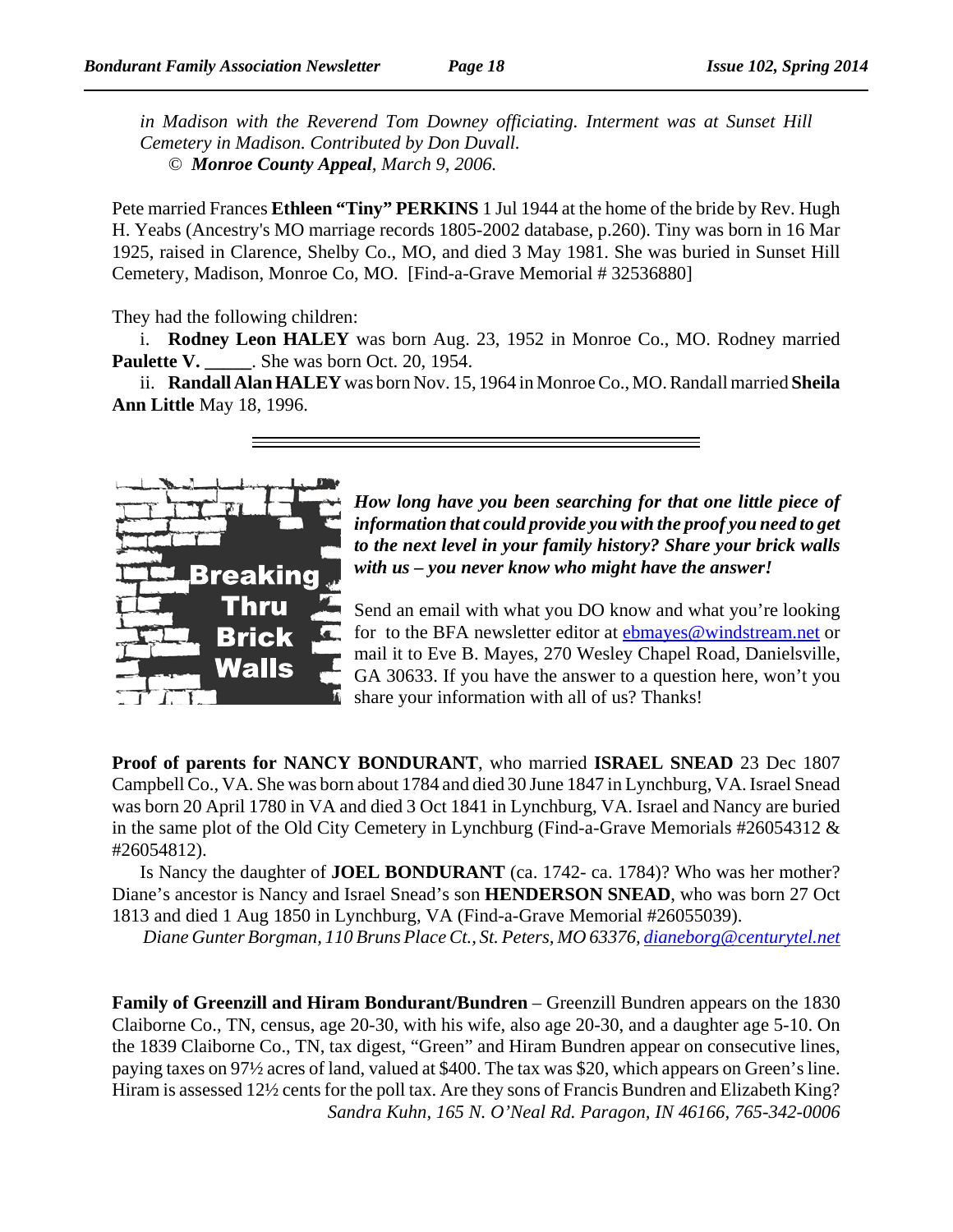*in Madison with the Reverend Tom Downey officiating. Interment was at Sunset Hill Cemetery in Madison. Contributed by Don Duvall.*
© ***Monroe County Appeal**, March 9, 2006.*

Pete married Frances **Ethleen "Tiny" PERKINS** 1 Jul 1944 at the home of the bride by Rev. Hugh H. Yeabs (Ancestry's MO marriage records 1805-2002 database, p.260). Tiny was born in 16 Mar 1925, raised in Clarence, Shelby Co., MO, and died 3 May 1981. She was buried in Sunset Hill Cemetery, Madison, Monroe Co, MO. [Find-a-Grave Memorial # 32536880]

They had the following children:

i. **Rodney Leon HALEY** was born Aug. 23, 1952 in Monroe Co., MO. Rodney married **Paulette V. _____**. She was born Oct. 20, 1954.

ii. **Randall Alan HALEY** was born Nov. 15, 1964 in Monroe Co., MO. Randall married **Sheila Ann Little** May 18, 1996.

---

## Breaking Thru Brick Walls

***How long have you been searching for that one little piece of information that could provide you with the proof you need to get to the next level in your family history? Share your brick walls with us – you never know who might have the answer!***

Send an email with what you DO know and what you're looking for to the BFA newsletter editor at ebmayes@windstream.net or mail it to Eve B. Mayes, 270 Wesley Chapel Road, Danielsville, GA 30633. If you have the answer to a question here, won't you share your information with all of us? Thanks!

**Proof of parents for NANCY BONDURANT**, who married **ISRAEL SNEAD** 23 Dec 1807 Campbell Co., VA. She was born about 1784 and died 30 June 1847 in Lynchburg, VA. Israel Snead was born 20 April 1780 in VA and died 3 Oct 1841 in Lynchburg, VA. Israel and Nancy are buried in the same plot of the Old City Cemetery in Lynchburg (Find-a-Grave Memorials #26054312 & #26054812).

Is Nancy the daughter of **JOEL BONDURANT** (ca. 1742- ca. 1784)? Who was her mother? Diane's ancestor is Nancy and Israel Snead's son **HENDERSON SNEAD**, who was born 27 Oct 1813 and died 1 Aug 1850 in Lynchburg, VA (Find-a-Grave Memorial #26055039).

*Diane Gunter Borgman, 110 Bruns Place Ct., St. Peters, MO 63376, dianeborg@centurytel.net*

**Family of Greenzill and Hiram Bondurant/Bundren** – Greenzill Bundren appears on the 1830 Claiborne Co., TN, census, age 20-30, with his wife, also age 20-30, and a daughter age 5-10. On the 1839 Claiborne Co., TN, tax digest, "Green" and Hiram Bundren appear on consecutive lines, paying taxes on 97½ acres of land, valued at $400. The tax was $20, which appears on Green's line. Hiram is assessed 12½ cents for the poll tax. Are they sons of Francis Bundren and Elizabeth King?

*Sandra Kuhn, 165 N. O'Neal Rd. Paragon, IN 46166, 765-342-0006*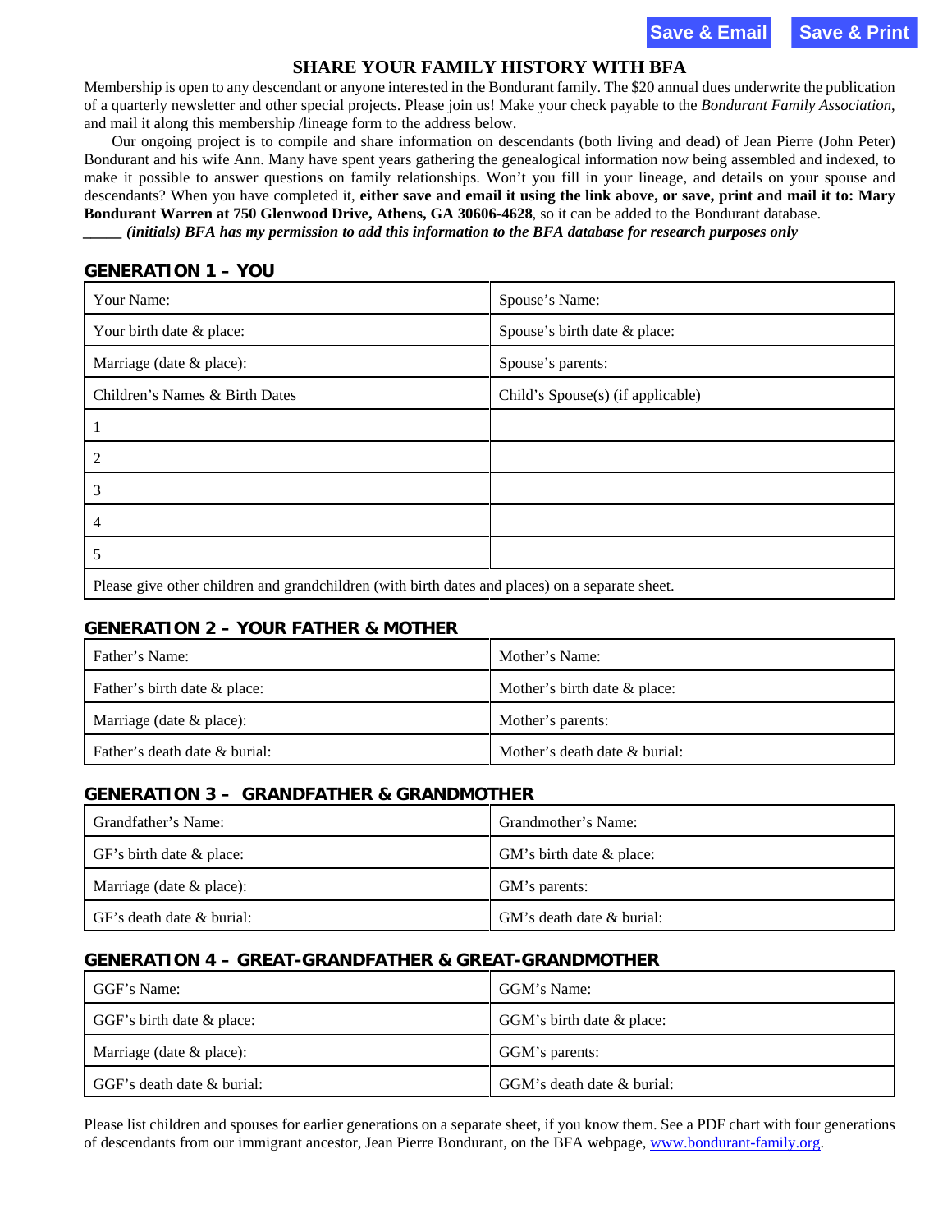Save & Email Save & Print

# SHARE YOUR FAMILY HISTORY WITH BFA

Membership is open to any descendant or anyone interested in the Bondurant family. The $20 annual dues underwrite the publication of a quarterly newsletter and other special projects. Please join us! Make your check payable to the *Bondurant Family Association*, and mail it along this membership /lineage form to the address below.

Our ongoing project is to compile and share information on descendants (both living and dead) of Jean Pierre (John Peter) Bondurant and his wife Ann. Many have spent years gathering the genealogical information now being assembled and indexed, to make it possible to answer questions on family relationships. Won't you fill in your lineage, and details on your spouse and descendants? When you have completed it, **either save and email it using the link above, or save, print and mail it to: Mary Bondurant Warren at 750 Glenwood Drive, Athens, GA 30606-4628**, so it can be added to the Bondurant database.

***_____ (initials) BFA has my permission to add this information to the BFA database for research purposes only***

## GENERATION 1 – YOU

| Your Name: | Spouse's Name: |
|---|---|
| Your birth date & place: | Spouse's birth date & place: |
| Marriage (date & place): | Spouse's parents: |
| Children's Names & Birth Dates | Child's Spouse(s) (if applicable) |
| 1 | |
| 2 | |
| 3 | |
| 4 | |
| 5 | |
| Please give other children and grandchildren (with birth dates and places) on a separate sheet. | |

## GENERATION 2 – YOUR FATHER & MOTHER

| Father's Name: | Mother's Name: |
|---|---|
| Father's birth date & place: | Mother's birth date & place: |
| Marriage (date & place): | Mother's parents: |
| Father's death date & burial: | Mother's death date & burial: |

## GENERATION 3 – GRANDFATHER & GRANDMOTHER

| Grandfather's Name: | Grandmother's Name: |
|---|---|
| GF's birth date & place: | GM's birth date & place: |
| Marriage (date & place): | GM's parents: |
| GF's death date & burial: | GM's death date & burial: |

## GENERATION 4 – GREAT-GRANDFATHER & GREAT-GRANDMOTHER

| GGF's Name: | GGM's Name: |
|---|---|
| GGF's birth date & place: | GGM's birth date & place: |
| Marriage (date & place): | GGM's parents: |
| GGF's death date & burial: | GGM's death date & burial: |

Please list children and spouses for earlier generations on a separate sheet, if you know them. See a PDF chart with four generations of descendants from our immigrant ancestor, Jean Pierre Bondurant, on the BFA webpage, [www.bondurant-family.org](http://www.bondurant-family.org).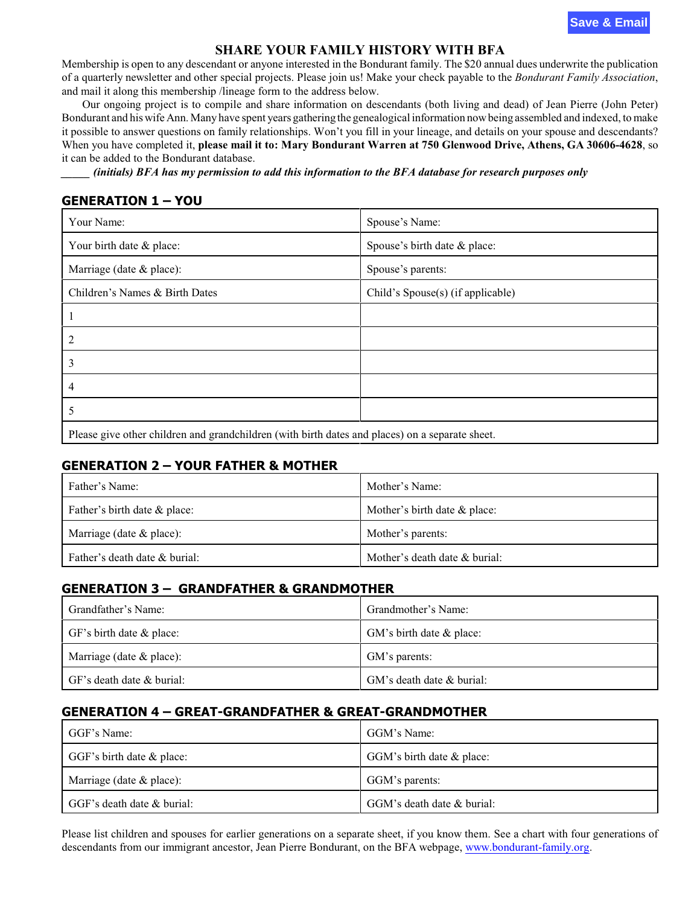Save & Email

# SHARE YOUR FAMILY HISTORY WITH BFA

Membership is open to any descendant or anyone interested in the Bondurant family. The $20 annual dues underwrite the publication of a quarterly newsletter and other special projects. Please join us! Make your check payable to the *Bondurant Family Association*, and mail it along this membership /lineage form to the address below.

Our ongoing project is to compile and share information on descendants (both living and dead) of Jean Pierre (John Peter) Bondurant and his wife Ann. Many have spent years gathering the genealogical information now being assembled and indexed, to make it possible to answer questions on family relationships. Won't you fill in your lineage, and details on your spouse and descendants? When you have completed it, **please mail it to: Mary Bondurant Warren at 750 Glenwood Drive, Athens, GA 30606-4628**, so it can be added to the Bondurant database.

***_____ (initials) BFA has my permission to add this information to the BFA database for research purposes only***

## GENERATION 1 – YOU

| | |
|---|---|
| Your Name: | Spouse's Name: |
| Your birth date & place: | Spouse's birth date & place: |
| Marriage (date & place): | Spouse's parents: |
| Children's Names & Birth Dates | Child's Spouse(s) (if applicable) |
| 1 | |
| 2 | |
| 3 | |
| 4 | |
| 5 | |
| Please give other children and grandchildren (with birth dates and places) on a separate sheet. | |

## GENERATION 2 – YOUR FATHER & MOTHER

| | |
|---|---|
| Father's Name: | Mother's Name: |
| Father's birth date & place: | Mother's birth date & place: |
| Marriage (date & place): | Mother's parents: |
| Father's death date & burial: | Mother's death date & burial: |

## GENERATION 3 – GRANDFATHER & GRANDMOTHER

| | |
|---|---|
| Grandfather's Name: | Grandmother's Name: |
| GF's birth date & place: | GM's birth date & place: |
| Marriage (date & place): | GM's parents: |
| GF's death date & burial: | GM's death date & burial: |

## GENERATION 4 – GREAT-GRANDFATHER & GREAT-GRANDMOTHER

| | |
|---|---|
| GGF's Name: | GGM's Name: |
| GGF's birth date & place: | GGM's birth date & place: |
| Marriage (date & place): | GGM's parents: |
| GGF's death date & burial: | GGM's death date & burial: |

Please list children and spouses for earlier generations on a separate sheet, if you know them. See a chart with four generations of descendants from our immigrant ancestor, Jean Pierre Bondurant, on the BFA webpage, www.bondurant-family.org.